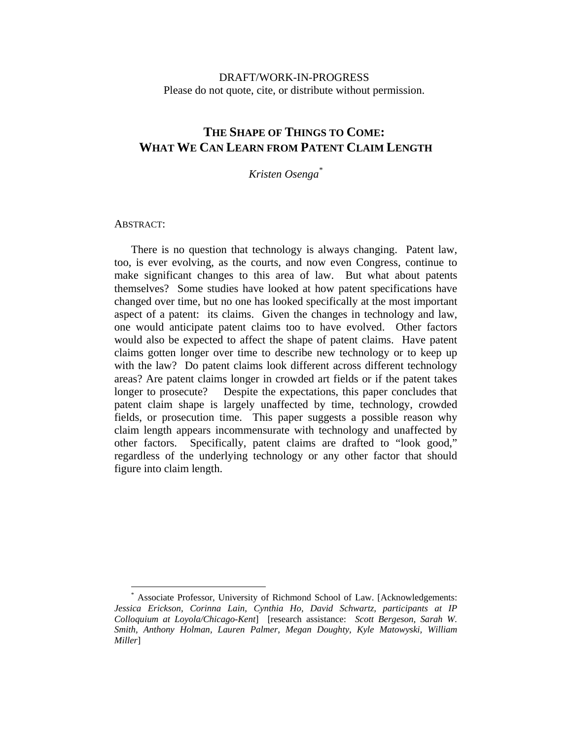DRAFT/WORK-IN-PROGRESS
Please do not quote, cite, or distribute without permission.

# THE SHAPE OF THINGS TO COME: WHAT WE CAN LEARN FROM PATENT CLAIM LENGTH

*Kristen Osenga*[*]

ABSTRACT:

There is no question that technology is always changing. Patent law, too, is ever evolving, as the courts, and now even Congress, continue to make significant changes to this area of law. But what about patents themselves? Some studies have looked at how patent specifications have changed over time, but no one has looked specifically at the most important aspect of a patent: its claims. Given the changes in technology and law, one would anticipate patent claims too to have evolved. Other factors would also be expected to affect the shape of patent claims. Have patent claims gotten longer over time to describe new technology or to keep up with the law? Do patent claims look different across different technology areas? Are patent claims longer in crowded art fields or if the patent takes longer to prosecute? Despite the expectations, this paper concludes that patent claim shape is largely unaffected by time, technology, crowded fields, or prosecution time. This paper suggests a possible reason why claim length appears incommensurate with technology and unaffected by other factors. Specifically, patent claims are drafted to "look good," regardless of the underlying technology or any other factor that should figure into claim length.

[*] Associate Professor, University of Richmond School of Law. [Acknowledgements: *Jessica Erickson, Corinna Lain, Cynthia Ho, David Schwartz, participants at IP Colloquium at Loyola/Chicago-Kent*] [research assistance: *Scott Bergeson, Sarah W. Smith, Anthony Holman, Lauren Palmer, Megan Doughty, Kyle Matowyski, William Miller*]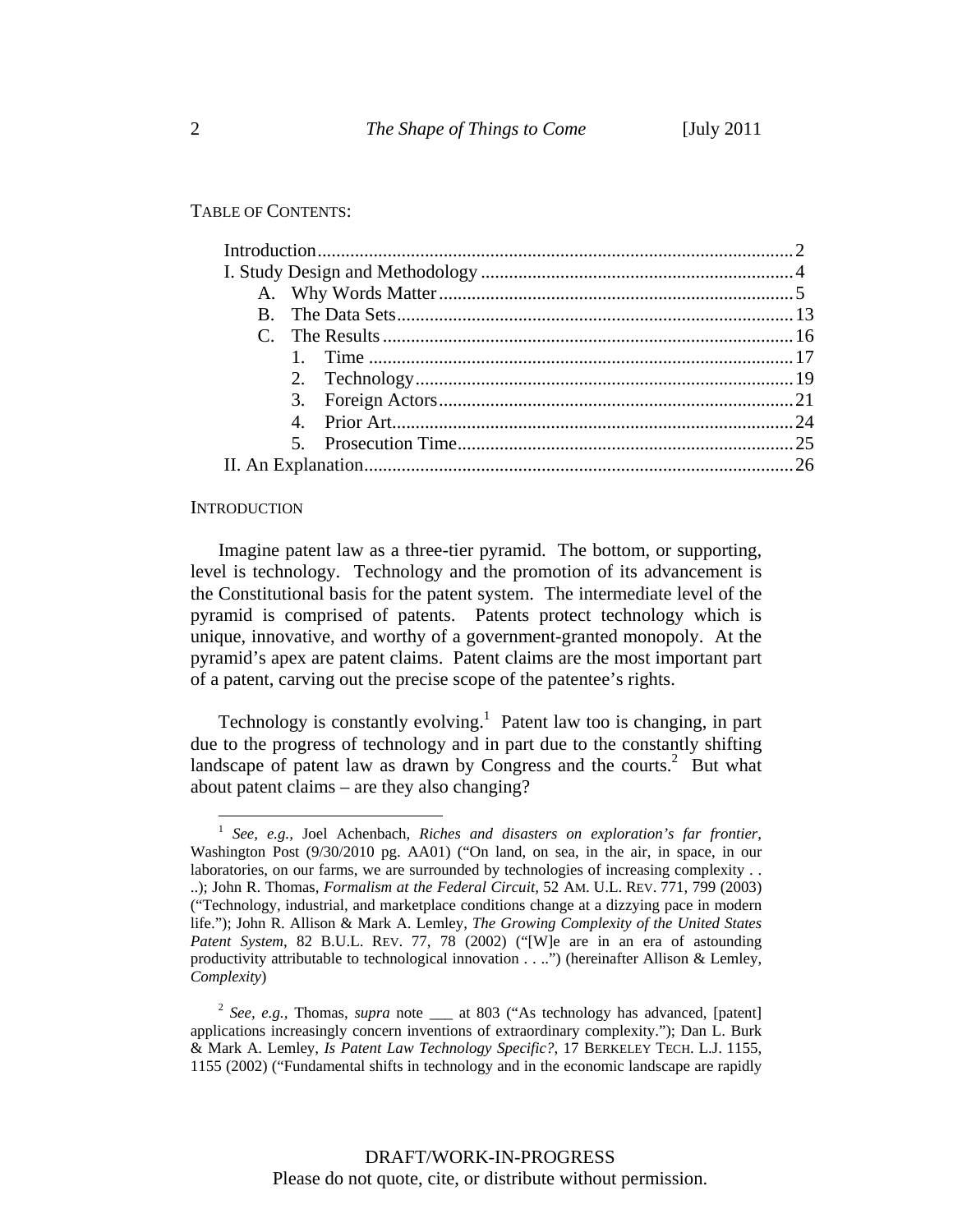TABLE OF CONTENTS:

- Introduction .......... 2
- I. Study Design and Methodology .......... 4
  - A. Why Words Matter .......... 5
  - B. The Data Sets .......... 13
  - C. The Results .......... 16
    1. Time .......... 17
    2. Technology .......... 19
    3. Foreign Actors .......... 21
    4. Prior Art .......... 24
    5. Prosecution Time .......... 25
- II. An Explanation .......... 26

## INTRODUCTION

Imagine patent law as a three-tier pyramid. The bottom, or supporting, level is technology. Technology and the promotion of its advancement is the Constitutional basis for the patent system. The intermediate level of the pyramid is comprised of patents. Patents protect technology which is unique, innovative, and worthy of a government-granted monopoly. At the pyramid's apex are patent claims. Patent claims are the most important part of a patent, carving out the precise scope of the patentee's rights.

Technology is constantly evolving.[1] Patent law too is changing, in part due to the progress of technology and in part due to the constantly shifting landscape of patent law as drawn by Congress and the courts.[2] But what about patent claims – are they also changing?

---

[1] *See, e.g.,* Joel Achenbach, *Riches and disasters on exploration's far frontier*, Washington Post (9/30/2010 pg. AA01) ("On land, on sea, in the air, in space, in our laboratories, on our farms, we are surrounded by technologies of increasing complexity . . ..); John R. Thomas, *Formalism at the Federal Circuit*, 52 AM. U.L. REV. 771, 799 (2003) ("Technology, industrial, and marketplace conditions change at a dizzying pace in modern life."); John R. Allison & Mark A. Lemley, *The Growing Complexity of the United States Patent System*, 82 B.U.L. REV. 77, 78 (2002) ("[W]e are in an era of astounding productivity attributable to technological innovation . . ..") (hereinafter Allison & Lemley, *Complexity*)

[2] *See, e.g.,* Thomas, *supra* note ___ at 803 ("As technology has advanced, [patent] applications increasingly concern inventions of extraordinary complexity."); Dan L. Burk & Mark A. Lemley, *Is Patent Law Technology Specific?*, 17 BERKELEY TECH. L.J. 1155, 1155 (2002) ("Fundamental shifts in technology and in the economic landscape are rapidly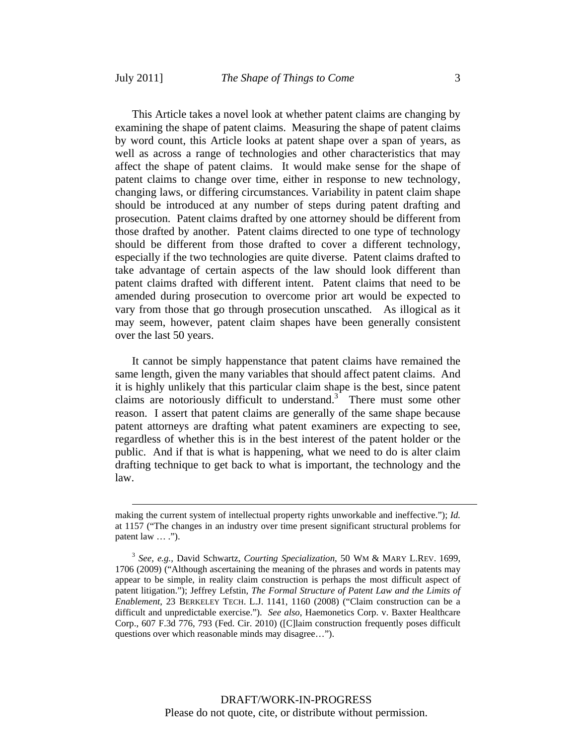This Article takes a novel look at whether patent claims are changing by examining the shape of patent claims. Measuring the shape of patent claims by word count, this Article looks at patent shape over a span of years, as well as across a range of technologies and other characteristics that may affect the shape of patent claims. It would make sense for the shape of patent claims to change over time, either in response to new technology, changing laws, or differing circumstances. Variability in patent claim shape should be introduced at any number of steps during patent drafting and prosecution. Patent claims drafted by one attorney should be different from those drafted by another. Patent claims directed to one type of technology should be different from those drafted to cover a different technology, especially if the two technologies are quite diverse. Patent claims drafted to take advantage of certain aspects of the law should look different than patent claims drafted with different intent. Patent claims that need to be amended during prosecution to overcome prior art would be expected to vary from those that go through prosecution unscathed. As illogical as it may seem, however, patent claim shapes have been generally consistent over the last 50 years.

It cannot be simply happenstance that patent claims have remained the same length, given the many variables that should affect patent claims. And it is highly unlikely that this particular claim shape is the best, since patent claims are notoriously difficult to understand.[3] There must some other reason. I assert that patent claims are generally of the same shape because patent attorneys are drafting what patent examiners are expecting to see, regardless of whether this is in the best interest of the patent holder or the public. And if that is what is happening, what we need to do is alter claim drafting technique to get back to what is important, the technology and the law.

---

making the current system of intellectual property rights unworkable and ineffective."); *Id.* at 1157 ("The changes in an industry over time present significant structural problems for patent law … .").

[3] *See, e.g.,* David Schwartz, *Courting Specialization*, 50 WM & MARY L.REV. 1699, 1706 (2009) ("Although ascertaining the meaning of the phrases and words in patents may appear to be simple, in reality claim construction is perhaps the most difficult aspect of patent litigation."); Jeffrey Lefstin, *The Formal Structure of Patent Law and the Limits of Enablement*, 23 BERKELEY TECH. L.J. 1141, 1160 (2008) ("Claim construction can be a difficult and unpredictable exercise."). *See also*, Haemonetics Corp. v. Baxter Healthcare Corp., 607 F.3d 776, 793 (Fed. Cir. 2010) ([C]laim construction frequently poses difficult questions over which reasonable minds may disagree…").

DRAFT/WORK-IN-PROGRESS
Please do not quote, cite, or distribute without permission.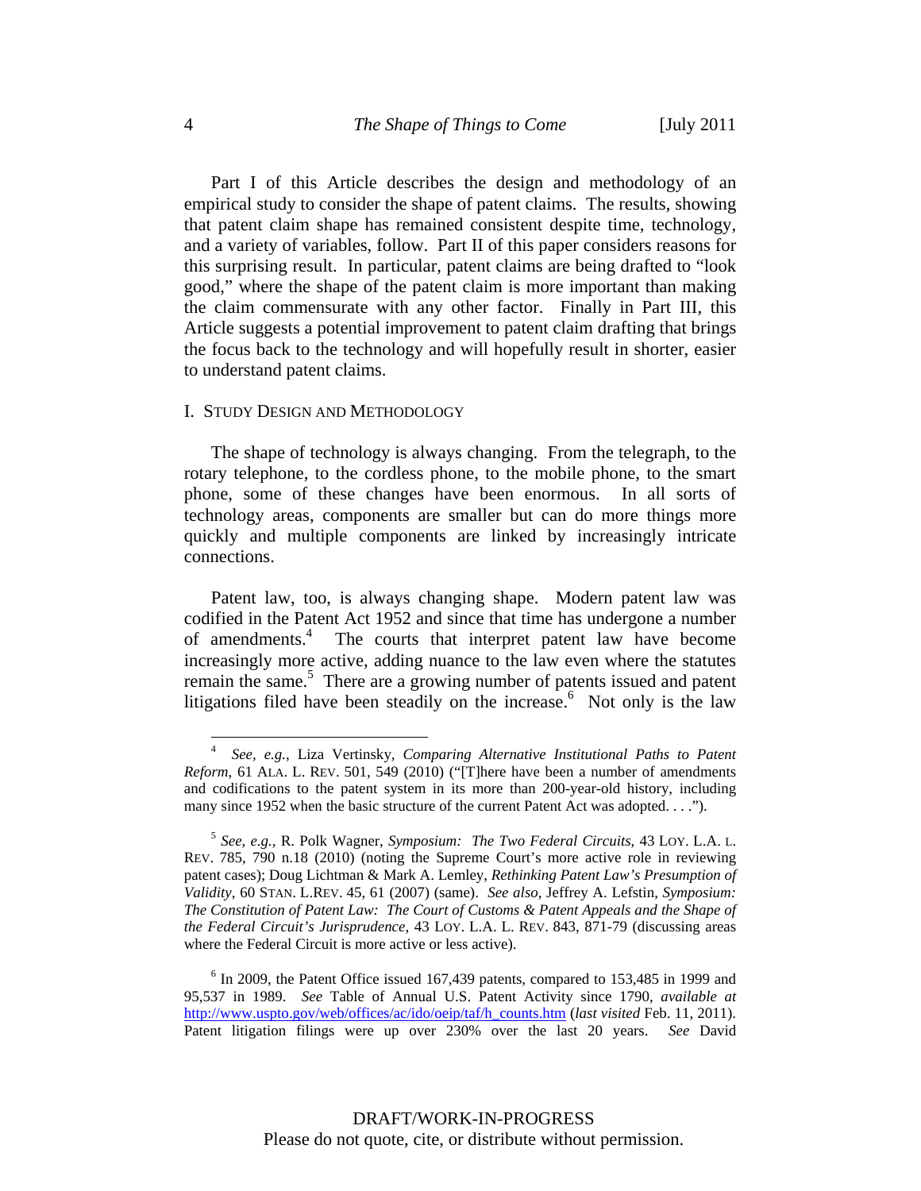Part I of this Article describes the design and methodology of an empirical study to consider the shape of patent claims. The results, showing that patent claim shape has remained consistent despite time, technology, and a variety of variables, follow. Part II of this paper considers reasons for this surprising result. In particular, patent claims are being drafted to "look good," where the shape of the patent claim is more important than making the claim commensurate with any other factor. Finally in Part III, this Article suggests a potential improvement to patent claim drafting that brings the focus back to the technology and will hopefully result in shorter, easier to understand patent claims.

## I. Study Design and Methodology

The shape of technology is always changing. From the telegraph, to the rotary telephone, to the cordless phone, to the mobile phone, to the smart phone, some of these changes have been enormous. In all sorts of technology areas, components are smaller but can do more things more quickly and multiple components are linked by increasingly intricate connections.

Patent law, too, is always changing shape. Modern patent law was codified in the Patent Act 1952 and since that time has undergone a number of amendments.[4] The courts that interpret patent law have become increasingly more active, adding nuance to the law even where the statutes remain the same.[5] There are a growing number of patents issued and patent litigations filed have been steadily on the increase.[6] Not only is the law

---

[4] *See, e.g.,* Liza Vertinsky, *Comparing Alternative Institutional Paths to Patent Reform*, 61 ALA. L. REV. 501, 549 (2010) ("[T]here have been a number of amendments and codifications to the patent system in its more than 200-year-old history, including many since 1952 when the basic structure of the current Patent Act was adopted. . . .").

[5] *See, e.g.,* R. Polk Wagner, *Symposium: The Two Federal Circuits*, 43 LOY. L.A. L. REV. 785, 790 n.18 (2010) (noting the Supreme Court's more active role in reviewing patent cases); Doug Lichtman & Mark A. Lemley, *Rethinking Patent Law's Presumption of Validity*, 60 STAN. L.REV. 45, 61 (2007) (same). *See also*, Jeffrey A. Lefstin, *Symposium: The Constitution of Patent Law: The Court of Customs & Patent Appeals and the Shape of the Federal Circuit's Jurisprudence*, 43 LOY. L.A. L. REV. 843, 871-79 (discussing areas where the Federal Circuit is more active or less active).

[6] In 2009, the Patent Office issued 167,439 patents, compared to 153,485 in 1999 and 95,537 in 1989. *See* Table of Annual U.S. Patent Activity since 1790, *available at* http://www.uspto.gov/web/offices/ac/ido/oeip/taf/h_counts.htm (*last visited* Feb. 11, 2011). Patent litigation filings were up over 230% over the last 20 years. *See* David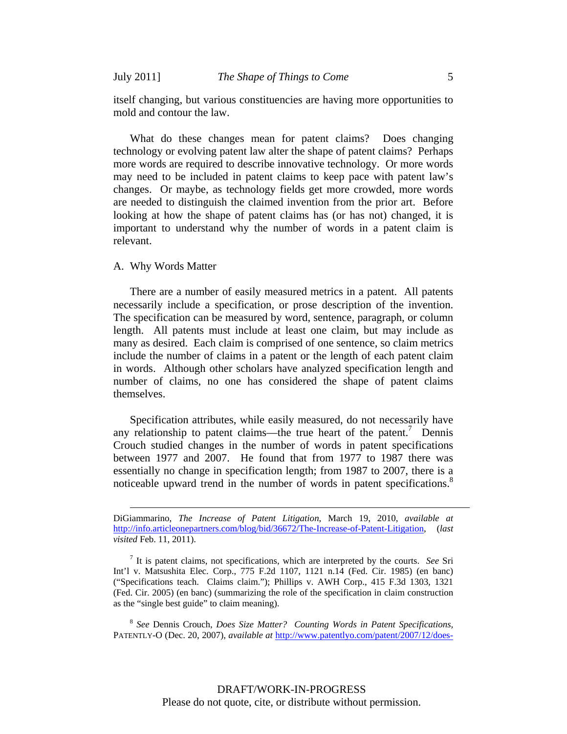itself changing, but various constituencies are having more opportunities to mold and contour the law.

What do these changes mean for patent claims? Does changing technology or evolving patent law alter the shape of patent claims? Perhaps more words are required to describe innovative technology. Or more words may need to be included in patent claims to keep pace with patent law's changes. Or maybe, as technology fields get more crowded, more words are needed to distinguish the claimed invention from the prior art. Before looking at how the shape of patent claims has (or has not) changed, it is important to understand why the number of words in a patent claim is relevant.

## A. Why Words Matter

There are a number of easily measured metrics in a patent. All patents necessarily include a specification, or prose description of the invention. The specification can be measured by word, sentence, paragraph, or column length. All patents must include at least one claim, but may include as many as desired. Each claim is comprised of one sentence, so claim metrics include the number of claims in a patent or the length of each patent claim in words. Although other scholars have analyzed specification length and number of claims, no one has considered the shape of patent claims themselves.

Specification attributes, while easily measured, do not necessarily have any relationship to patent claims—the true heart of the patent.[7] Dennis Crouch studied changes in the number of words in patent specifications between 1977 and 2007. He found that from 1977 to 1987 there was essentially no change in specification length; from 1987 to 2007, there is a noticeable upward trend in the number of words in patent specifications.[8]

---

DiGiammarino, *The Increase of Patent Litigation*, March 19, 2010, *available at* http://info.articleonepartners.com/blog/bid/36672/The-Increase-of-Patent-Litigation, (*last visited* Feb. 11, 2011).

[7] It is patent claims, not specifications, which are interpreted by the courts. *See* Sri Int'l v. Matsushita Elec. Corp., 775 F.2d 1107, 1121 n.14 (Fed. Cir. 1985) (en banc) ("Specifications teach. Claims claim."); Phillips v. AWH Corp., 415 F.3d 1303, 1321 (Fed. Cir. 2005) (en banc) (summarizing the role of the specification in claim construction as the "single best guide" to claim meaning).

[8] *See* Dennis Crouch, *Does Size Matter? Counting Words in Patent Specifications,* PATENTLY-O (Dec. 20, 2007), *available at* http://www.patentlyo.com/patent/2007/12/does-

DRAFT/WORK-IN-PROGRESS
Please do not quote, cite, or distribute without permission.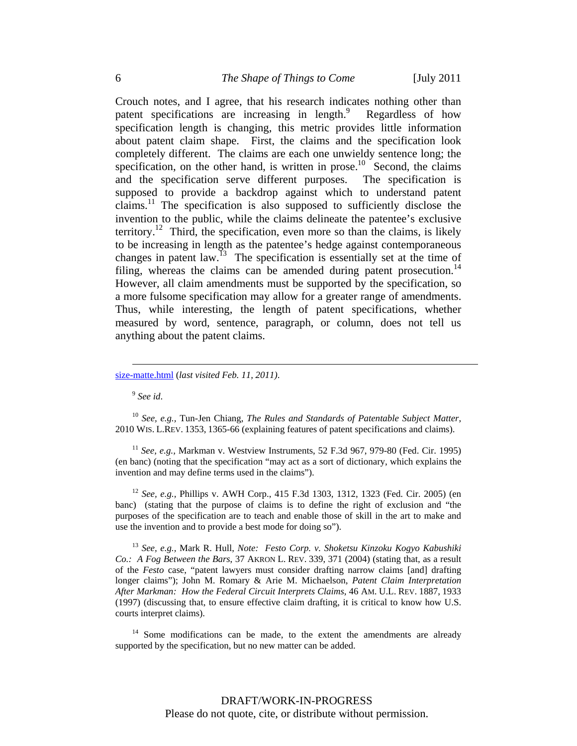Crouch notes, and I agree, that his research indicates nothing other than patent specifications are increasing in length.[9] Regardless of how specification length is changing, this metric provides little information about patent claim shape. First, the claims and the specification look completely different. The claims are each one unwieldy sentence long; the specification, on the other hand, is written in prose.[10] Second, the claims and the specification serve different purposes. The specification is supposed to provide a backdrop against which to understand patent claims.[11] The specification is also supposed to sufficiently disclose the invention to the public, while the claims delineate the patentee's exclusive territory.[12] Third, the specification, even more so than the claims, is likely to be increasing in length as the patentee's hedge against contemporaneous changes in patent law.[13] The specification is essentially set at the time of filing, whereas the claims can be amended during patent prosecution.[14] However, all claim amendments must be supported by the specification, so a more fulsome specification may allow for a greater range of amendments. Thus, while interesting, the length of patent specifications, whether measured by word, sentence, paragraph, or column, does not tell us anything about the patent claims.

---

size-matte.html (*last visited Feb. 11, 2011)*.

[9] *See id*.

[10] *See, e.g.,* Tun-Jen Chiang, *The Rules and Standards of Patentable Subject Matter*, 2010 WIS. L.REV. 1353, 1365-66 (explaining features of patent specifications and claims).

[11] *See, e.g.,* Markman v. Westview Instruments, 52 F.3d 967, 979-80 (Fed. Cir. 1995) (en banc) (noting that the specification "may act as a sort of dictionary, which explains the invention and may define terms used in the claims").

[12] *See, e.g.,* Phillips v. AWH Corp., 415 F.3d 1303, 1312, 1323 (Fed. Cir. 2005) (en banc) (stating that the purpose of claims is to define the right of exclusion and "the purposes of the specification are to teach and enable those of skill in the art to make and use the invention and to provide a best mode for doing so").

[13] *See, e.g.,* Mark R. Hull, *Note: Festo Corp. v. Shoketsu Kinzoku Kogyo Kabushiki Co.: A Fog Between the Bars*, 37 AKRON L. REV. 339, 371 (2004) (stating that, as a result of the *Festo* case, "patent lawyers must consider drafting narrow claims [and] drafting longer claims"); John M. Romary & Arie M. Michaelson, *Patent Claim Interpretation After Markman: How the Federal Circuit Interprets Claims*, 46 AM. U.L. REV. 1887, 1933 (1997) (discussing that, to ensure effective claim drafting, it is critical to know how U.S. courts interpret claims).

[14] Some modifications can be made, to the extent the amendments are already supported by the specification, but no new matter can be added.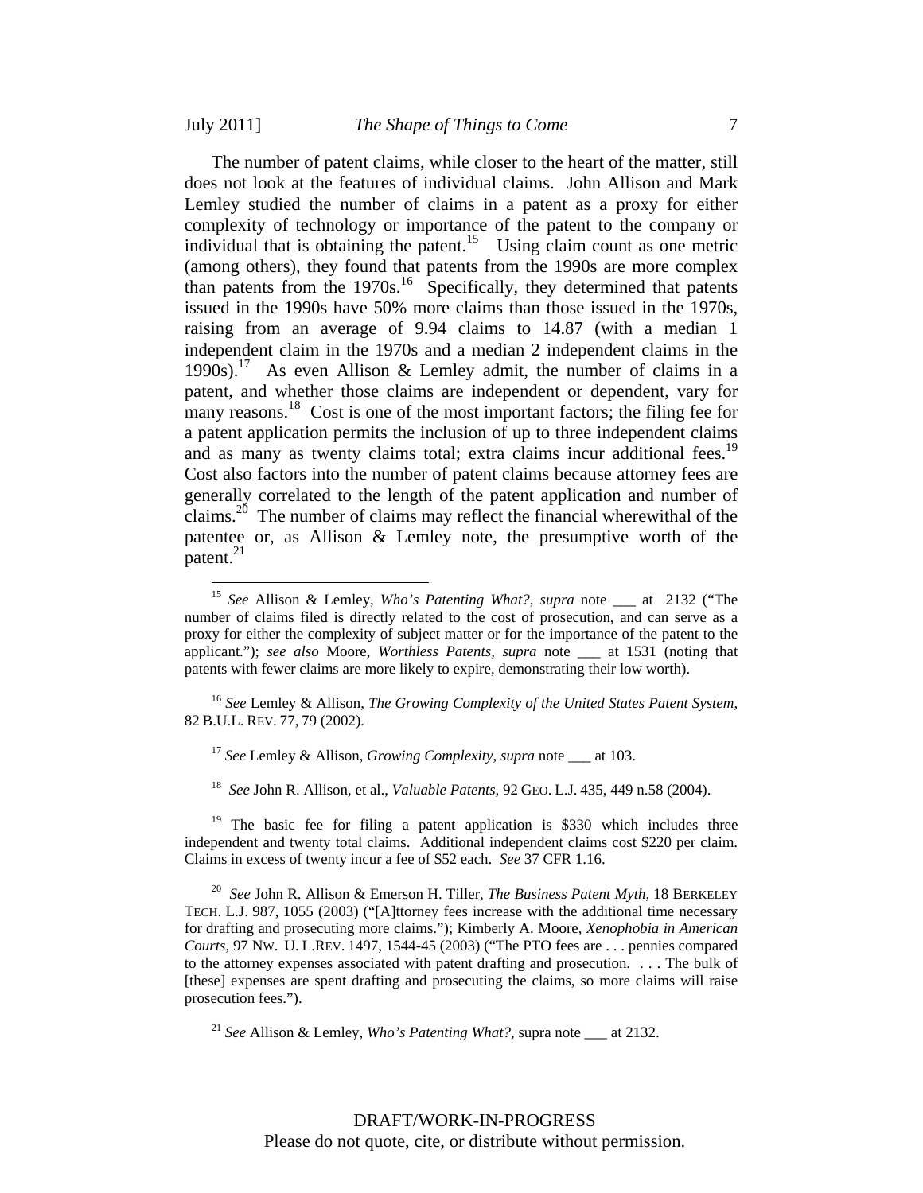The number of patent claims, while closer to the heart of the matter, still does not look at the features of individual claims. John Allison and Mark Lemley studied the number of claims in a patent as a proxy for either complexity of technology or importance of the patent to the company or individual that is obtaining the patent.[15] Using claim count as one metric (among others), they found that patents from the 1990s are more complex than patents from the 1970s.[16] Specifically, they determined that patents issued in the 1990s have 50% more claims than those issued in the 1970s, raising from an average of 9.94 claims to 14.87 (with a median 1 independent claim in the 1970s and a median 2 independent claims in the 1990s).[17] As even Allison & Lemley admit, the number of claims in a patent, and whether those claims are independent or dependent, vary for many reasons.[18] Cost is one of the most important factors; the filing fee for a patent application permits the inclusion of up to three independent claims and as many as twenty claims total; extra claims incur additional fees.[19] Cost also factors into the number of patent claims because attorney fees are generally correlated to the length of the patent application and number of claims.[20] The number of claims may reflect the financial wherewithal of the patentee or, as Allison & Lemley note, the presumptive worth of the patent.[21]

---

[15] *See* Allison & Lemley, *Who's Patenting What?*, *supra* note ___ at 2132 ("The number of claims filed is directly related to the cost of prosecution, and can serve as a proxy for either the complexity of subject matter or for the importance of the patent to the applicant."); *see also* Moore, *Worthless Patents*, *supra* note ___ at 1531 (noting that patents with fewer claims are more likely to expire, demonstrating their low worth).

[16] *See* Lemley & Allison, *The Growing Complexity of the United States Patent System*, 82 B.U.L. REV. 77, 79 (2002).

[17] *See* Lemley & Allison, *Growing Complexity*, *supra* note ___ at 103.

[18] *See* John R. Allison, et al., *Valuable Patents*, 92 GEO. L.J. 435, 449 n.58 (2004).

[19] The basic fee for filing a patent application is $330 which includes three independent and twenty total claims. Additional independent claims cost $220 per claim. Claims in excess of twenty incur a fee of $52 each. *See* 37 CFR 1.16.

[20] *See* John R. Allison & Emerson H. Tiller, *The Business Patent Myth*, 18 BERKELEY TECH. L.J. 987, 1055 (2003) ("[A]ttorney fees increase with the additional time necessary for drafting and prosecuting more claims."); Kimberly A. Moore, *Xenophobia in American Courts*, 97 NW. U. L.REV. 1497, 1544-45 (2003) ("The PTO fees are . . . pennies compared to the attorney expenses associated with patent drafting and prosecution. . . . The bulk of [these] expenses are spent drafting and prosecuting the claims, so more claims will raise prosecution fees.").

[21] *See* Allison & Lemley, *Who's Patenting What?*, supra note ___ at 2132.

DRAFT/WORK-IN-PROGRESS
Please do not quote, cite, or distribute without permission.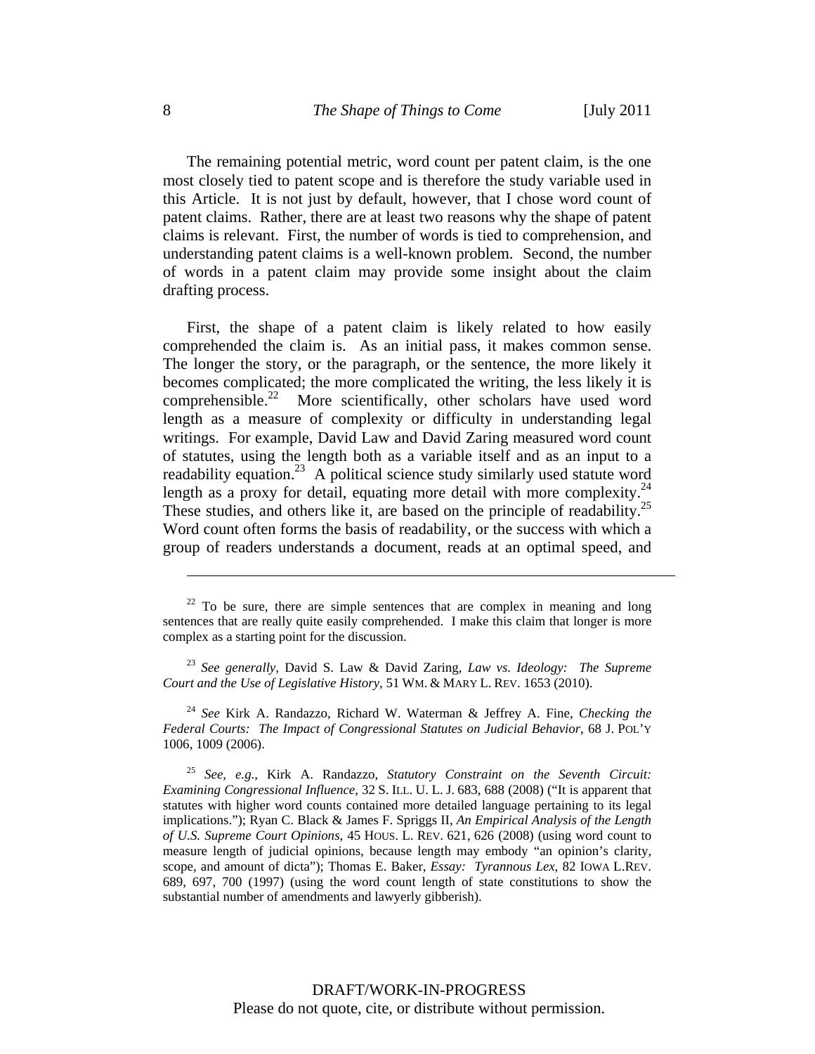The remaining potential metric, word count per patent claim, is the one most closely tied to patent scope and is therefore the study variable used in this Article. It is not just by default, however, that I chose word count of patent claims. Rather, there are at least two reasons why the shape of patent claims is relevant. First, the number of words is tied to comprehension, and understanding patent claims is a well-known problem. Second, the number of words in a patent claim may provide some insight about the claim drafting process.

First, the shape of a patent claim is likely related to how easily comprehended the claim is. As an initial pass, it makes common sense. The longer the story, or the paragraph, or the sentence, the more likely it becomes complicated; the more complicated the writing, the less likely it is comprehensible.[22] More scientifically, other scholars have used word length as a measure of complexity or difficulty in understanding legal writings. For example, David Law and David Zaring measured word count of statutes, using the length both as a variable itself and as an input to a readability equation.[23] A political science study similarly used statute word length as a proxy for detail, equating more detail with more complexity.[24] These studies, and others like it, are based on the principle of readability.[25] Word count often forms the basis of readability, or the success with which a group of readers understands a document, reads at an optimal speed, and

---

[22] To be sure, there are simple sentences that are complex in meaning and long sentences that are really quite easily comprehended. I make this claim that longer is more complex as a starting point for the discussion.

[23] *See generally*, David S. Law & David Zaring, *Law vs. Ideology: The Supreme Court and the Use of Legislative History*, 51 WM. & MARY L. REV. 1653 (2010).

[24] *See* Kirk A. Randazzo, Richard W. Waterman & Jeffrey A. Fine, *Checking the Federal Courts: The Impact of Congressional Statutes on Judicial Behavior*, 68 J. POL'Y 1006, 1009 (2006).

[25] *See, e.g.*, Kirk A. Randazzo, *Statutory Constraint on the Seventh Circuit: Examining Congressional Influence*, 32 S. ILL. U. L. J. 683, 688 (2008) ("It is apparent that statutes with higher word counts contained more detailed language pertaining to its legal implications."); Ryan C. Black & James F. Spriggs II, *An Empirical Analysis of the Length of U.S. Supreme Court Opinions*, 45 HOUS. L. REV. 621, 626 (2008) (using word count to measure length of judicial opinions, because length may embody "an opinion's clarity, scope, and amount of dicta"); Thomas E. Baker, *Essay: Tyrannous Lex*, 82 IOWA L.REV. 689, 697, 700 (1997) (using the word count length of state constitutions to show the substantial number of amendments and lawyerly gibberish).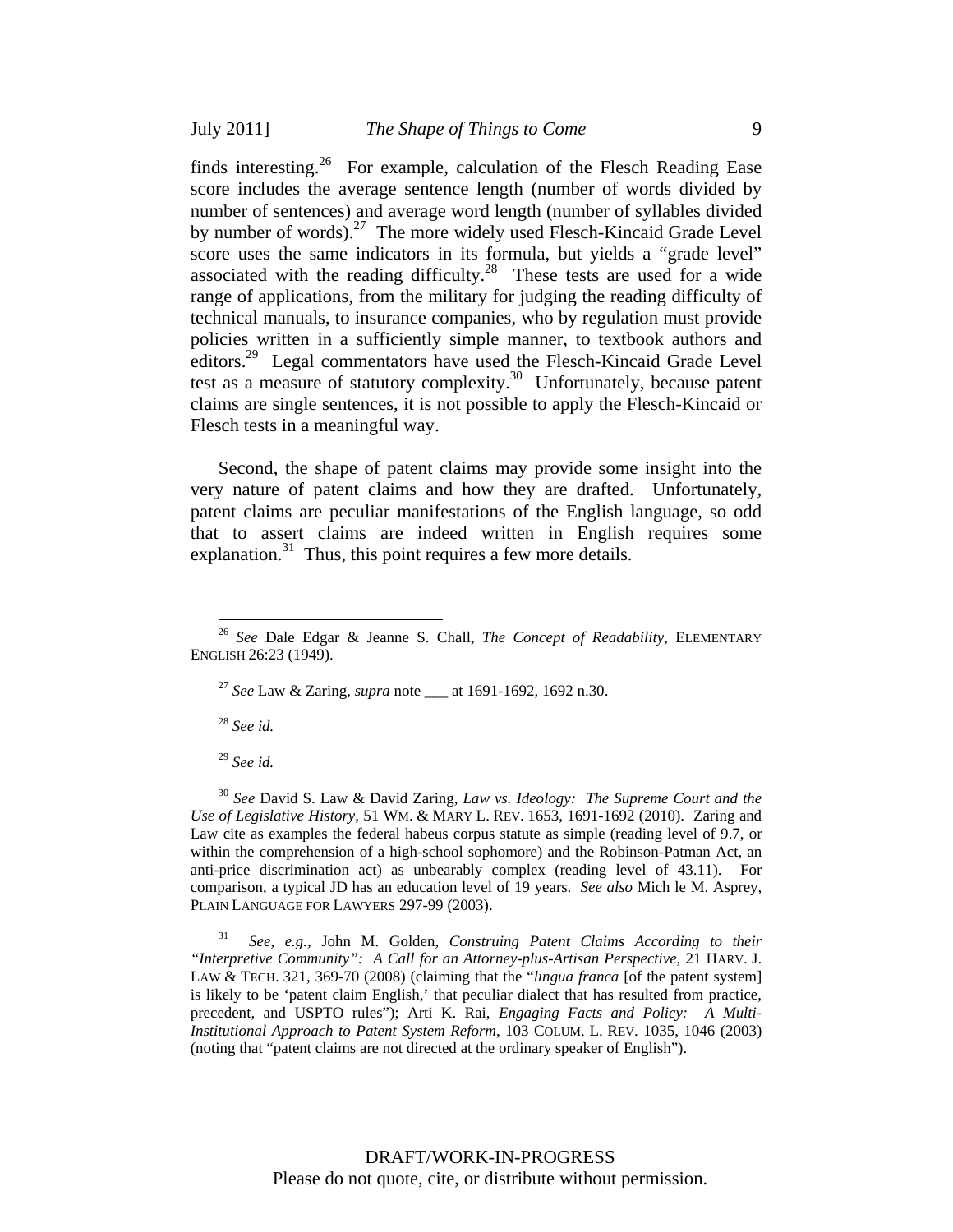finds interesting.[26] For example, calculation of the Flesch Reading Ease score includes the average sentence length (number of words divided by number of sentences) and average word length (number of syllables divided by number of words).[27] The more widely used Flesch-Kincaid Grade Level score uses the same indicators in its formula, but yields a "grade level" associated with the reading difficulty.[28] These tests are used for a wide range of applications, from the military for judging the reading difficulty of technical manuals, to insurance companies, who by regulation must provide policies written in a sufficiently simple manner, to textbook authors and editors.[29] Legal commentators have used the Flesch-Kincaid Grade Level test as a measure of statutory complexity.[30] Unfortunately, because patent claims are single sentences, it is not possible to apply the Flesch-Kincaid or Flesch tests in a meaningful way.

Second, the shape of patent claims may provide some insight into the very nature of patent claims and how they are drafted. Unfortunately, patent claims are peculiar manifestations of the English language, so odd that to assert claims are indeed written in English requires some explanation.[31] Thus, this point requires a few more details.

---

[26] *See* Dale Edgar & Jeanne S. Chall, *The Concept of Readability*, ELEMENTARY ENGLISH 26:23 (1949).

[27] *See* Law & Zaring, *supra* note ___ at 1691-1692, 1692 n.30.

[28] *See id.*

[29] *See id.*

[30] *See* David S. Law & David Zaring, *Law vs. Ideology: The Supreme Court and the Use of Legislative History*, 51 WM. & MARY L. REV. 1653, 1691-1692 (2010). Zaring and Law cite as examples the federal habeus corpus statute as simple (reading level of 9.7, or within the comprehension of a high-school sophomore) and the Robinson-Patman Act, an anti-price discrimination act) as unbearably complex (reading level of 43.11). For comparison, a typical JD has an education level of 19 years. *See also* Mich le M. Asprey, PLAIN LANGUAGE FOR LAWYERS 297-99 (2003).

[31] *See, e.g.*, John M. Golden, *Construing Patent Claims According to their "Interpretive Community": A Call for an Attorney-plus-Artisan Perspective*, 21 HARV. J. LAW & TECH. 321, 369-70 (2008) (claiming that the "*lingua franca* [of the patent system] is likely to be 'patent claim English,' that peculiar dialect that has resulted from practice, precedent, and USPTO rules"); Arti K. Rai, *Engaging Facts and Policy: A Multi-Institutional Approach to Patent System Reform*, 103 COLUM. L. REV. 1035, 1046 (2003) (noting that "patent claims are not directed at the ordinary speaker of English").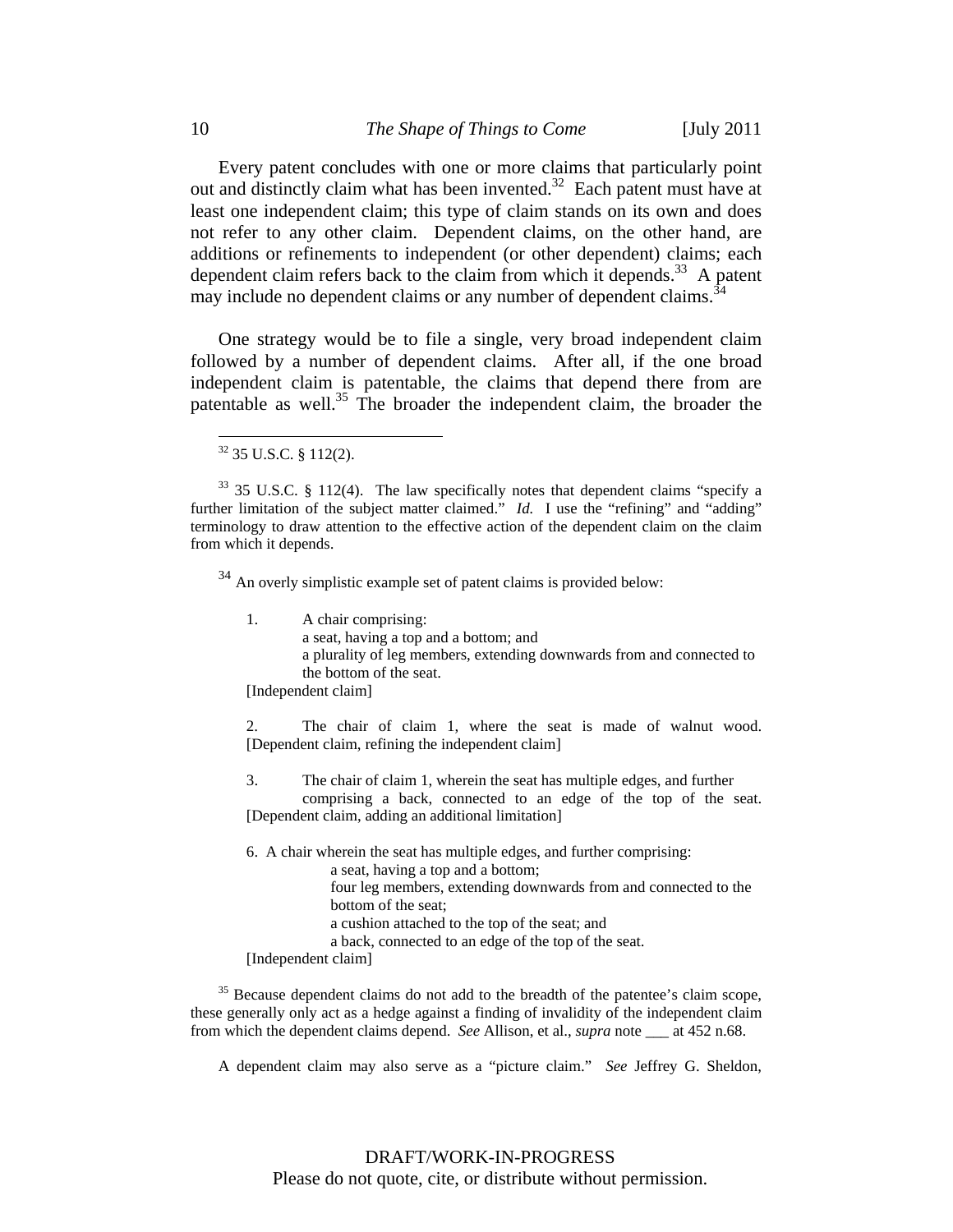Every patent concludes with one or more claims that particularly point out and distinctly claim what has been invented.[32] Each patent must have at least one independent claim; this type of claim stands on its own and does not refer to any other claim. Dependent claims, on the other hand, are additions or refinements to independent (or other dependent) claims; each dependent claim refers back to the claim from which it depends.[33] A patent may include no dependent claims or any number of dependent claims.[34]

One strategy would be to file a single, very broad independent claim followed by a number of dependent claims. After all, if the one broad independent claim is patentable, the claims that depend there from are patentable as well.[35] The broader the independent claim, the broader the

---

[32] 35 U.S.C. § 112(2).

[33] 35 U.S.C. § 112(4). The law specifically notes that dependent claims "specify a further limitation of the subject matter claimed." *Id.* I use the "refining" and "adding" terminology to draw attention to the effective action of the dependent claim on the claim from which it depends.

[34] An overly simplistic example set of patent claims is provided below:

> 1. A chair comprising:
> a seat, having a top and a bottom; and
> a plurality of leg members, extending downwards from and connected to the bottom of the seat.
> [Independent claim]
>
> 2. The chair of claim 1, where the seat is made of walnut wood. [Dependent claim, refining the independent claim]
>
> 3. The chair of claim 1, wherein the seat has multiple edges, and further comprising a back, connected to an edge of the top of the seat. [Dependent claim, adding an additional limitation]
>
> 6. A chair wherein the seat has multiple edges, and further comprising:
> a seat, having a top and a bottom;
> four leg members, extending downwards from and connected to the bottom of the seat;
> a cushion attached to the top of the seat; and
> a back, connected to an edge of the top of the seat.
> [Independent claim]

[35] Because dependent claims do not add to the breadth of the patentee's claim scope, these generally only act as a hedge against a finding of invalidity of the independent claim from which the dependent claims depend. *See* Allison, et al., *supra* note ___ at 452 n.68.

A dependent claim may also serve as a "picture claim." *See* Jeffrey G. Sheldon,

DRAFT/WORK-IN-PROGRESS
Please do not quote, cite, or distribute without permission.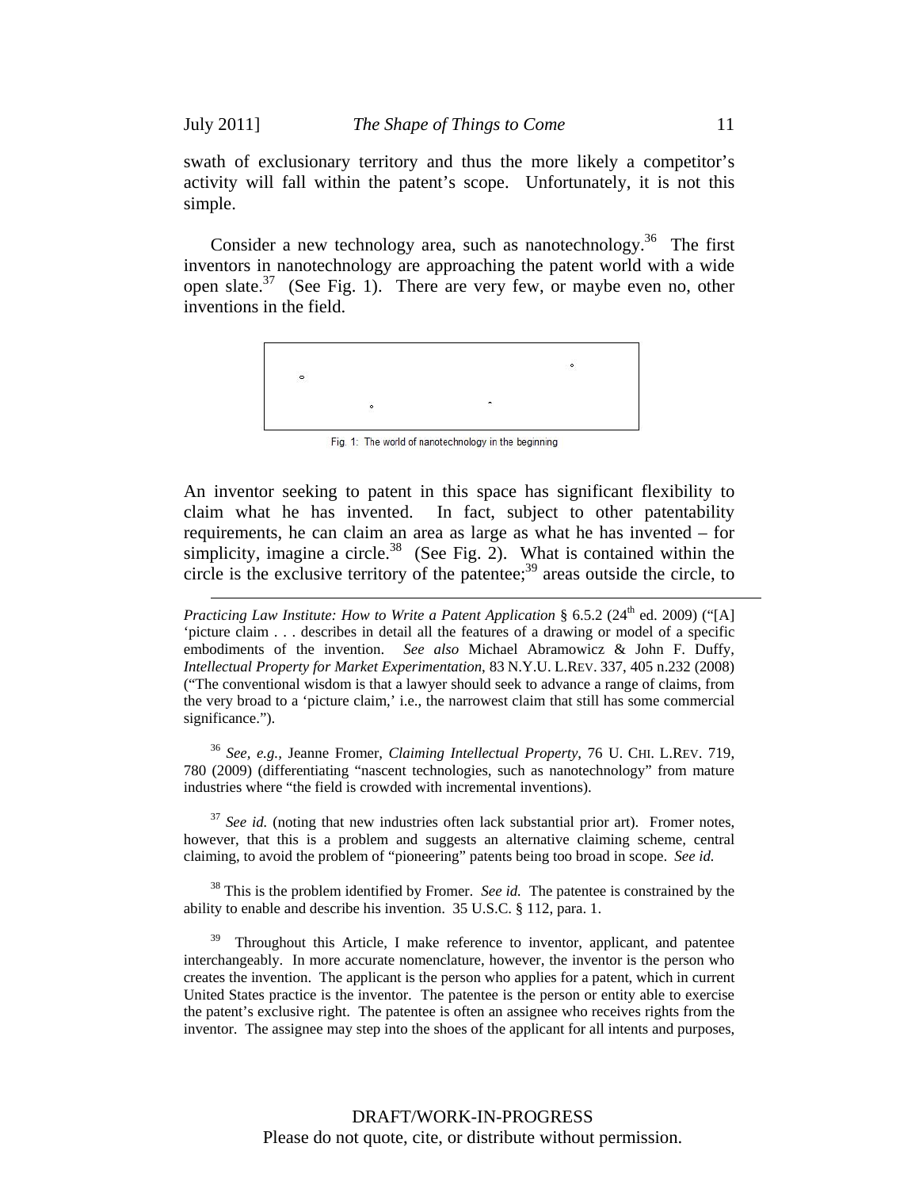swath of exclusionary territory and thus the more likely a competitor's activity will fall within the patent's scope. Unfortunately, it is not this simple.

Consider a new technology area, such as nanotechnology.[36] The first inventors in nanotechnology are approaching the patent world with a wide open slate.[37] (See Fig. 1). There are very few, or maybe even no, other inventions in the field.

Fig. 1: The world of nanotechnology in the beginning

An inventor seeking to patent in this space has significant flexibility to claim what he has invented. In fact, subject to other patentability requirements, he can claim an area as large as what he has invented – for simplicity, imagine a circle.[38] (See Fig. 2). What is contained within the circle is the exclusive territory of the patentee;[39] areas outside the circle, to

---

*Practicing Law Institute: How to Write a Patent Application* § 6.5.2 (24th ed. 2009) ("[A] 'picture claim . . . describes in detail all the features of a drawing or model of a specific embodiments of the invention. *See also* Michael Abramowicz & John F. Duffy, *Intellectual Property for Market Experimentation*, 83 N.Y.U. L.REV. 337, 405 n.232 (2008) ("The conventional wisdom is that a lawyer should seek to advance a range of claims, from the very broad to a 'picture claim,' i.e., the narrowest claim that still has some commercial significance.").

[36] *See, e.g.,* Jeanne Fromer, *Claiming Intellectual Property*, 76 U. CHI. L.REV. 719, 780 (2009) (differentiating "nascent technologies, such as nanotechnology" from mature industries where "the field is crowded with incremental inventions).

[37] *See id.* (noting that new industries often lack substantial prior art). Fromer notes, however, that this is a problem and suggests an alternative claiming scheme, central claiming, to avoid the problem of "pioneering" patents being too broad in scope. *See id.*

[38] This is the problem identified by Fromer. *See id.* The patentee is constrained by the ability to enable and describe his invention. 35 U.S.C. § 112, para. 1.

[39] Throughout this Article, I make reference to inventor, applicant, and patentee interchangeably. In more accurate nomenclature, however, the inventor is the person who creates the invention. The applicant is the person who applies for a patent, which in current United States practice is the inventor. The patentee is the person or entity able to exercise the patent's exclusive right. The patentee is often an assignee who receives rights from the inventor. The assignee may step into the shoes of the applicant for all intents and purposes,

DRAFT/WORK-IN-PROGRESS
Please do not quote, cite, or distribute without permission.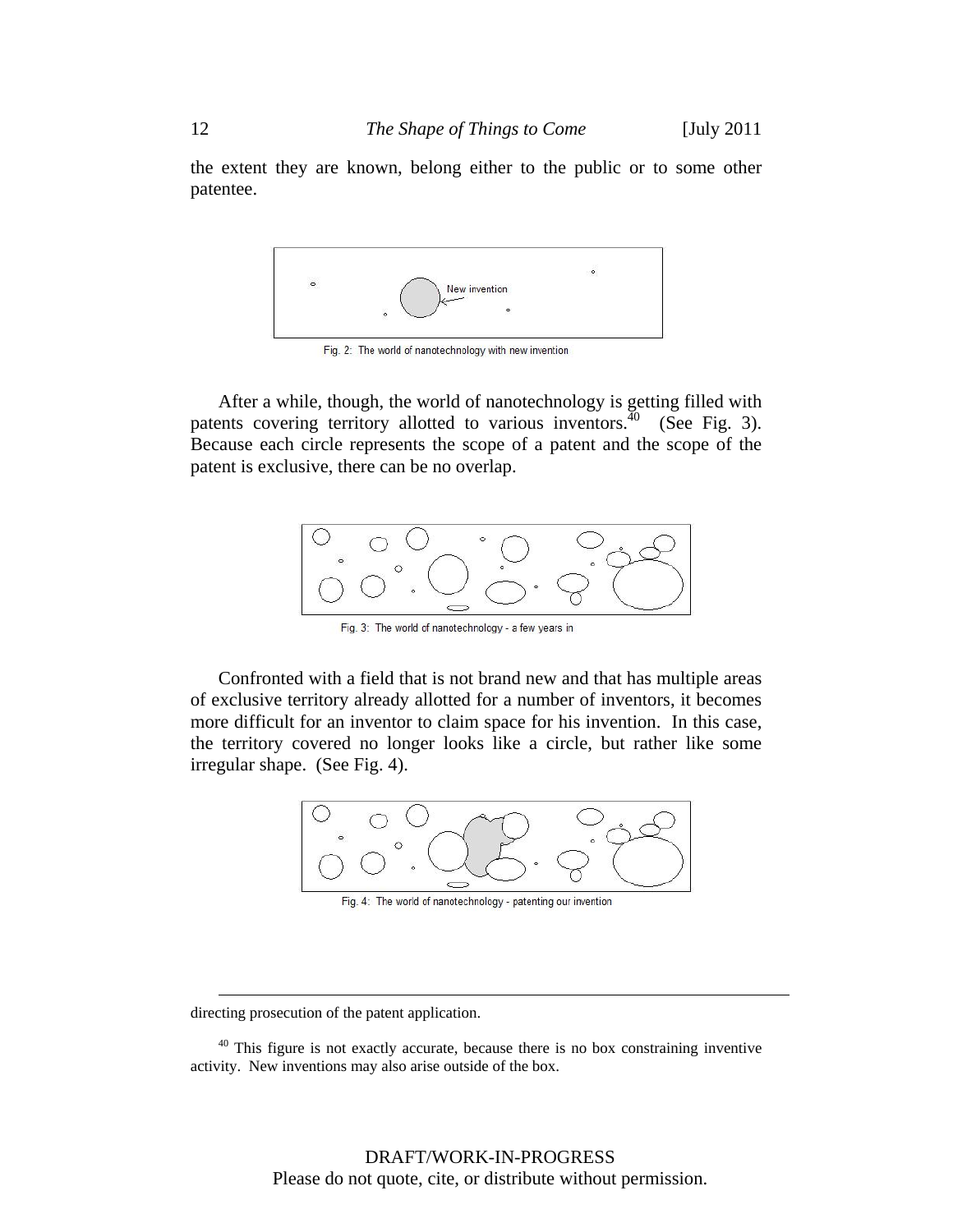the extent they are known, belong either to the public or to some other patentee.

New invention

Fig. 2: The world of nanotechnology with new invention

After a while, though, the world of nanotechnology is getting filled with patents covering territory allotted to various inventors.[40] (See Fig. 3). Because each circle represents the scope of a patent and the scope of the patent is exclusive, there can be no overlap.

Fig. 3: The world of nanotechnology - a few years in

Confronted with a field that is not brand new and that has multiple areas of exclusive territory already allotted for a number of inventors, it becomes more difficult for an inventor to claim space for his invention. In this case, the territory covered no longer looks like a circle, but rather like some irregular shape. (See Fig. 4).

Fig. 4: The world of nanotechnology - patenting our invention

---

directing prosecution of the patent application.

[40] This figure is not exactly accurate, because there is no box constraining inventive activity. New inventions may also arise outside of the box.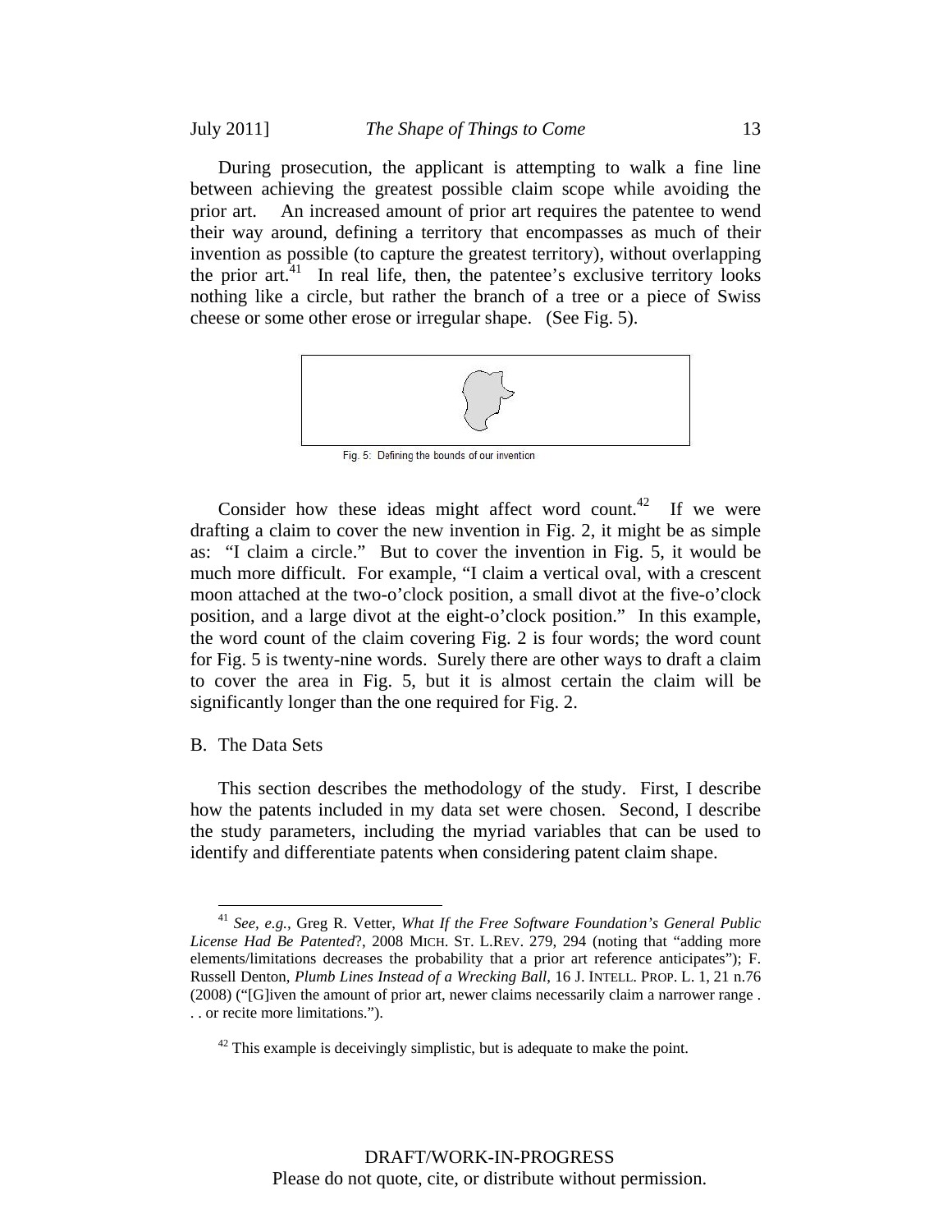During prosecution, the applicant is attempting to walk a fine line between achieving the greatest possible claim scope while avoiding the prior art. An increased amount of prior art requires the patentee to wend their way around, defining a territory that encompasses as much of their invention as possible (to capture the greatest territory), without overlapping the prior art.[41] In real life, then, the patentee's exclusive territory looks nothing like a circle, but rather the branch of a tree or a piece of Swiss cheese or some other erose or irregular shape. (See Fig. 5).

Fig. 5: Defining the bounds of our invention

Consider how these ideas might affect word count.[42] If we were drafting a claim to cover the new invention in Fig. 2, it might be as simple as: "I claim a circle." But to cover the invention in Fig. 5, it would be much more difficult. For example, "I claim a vertical oval, with a crescent moon attached at the two-o'clock position, a small divot at the five-o'clock position, and a large divot at the eight-o'clock position." In this example, the word count of the claim covering Fig. 2 is four words; the word count for Fig. 5 is twenty-nine words. Surely there are other ways to draft a claim to cover the area in Fig. 5, but it is almost certain the claim will be significantly longer than the one required for Fig. 2.

## B. The Data Sets

This section describes the methodology of the study. First, I describe how the patents included in my data set were chosen. Second, I describe the study parameters, including the myriad variables that can be used to identify and differentiate patents when considering patent claim shape.

---

[41] *See, e.g.*, Greg R. Vetter, *What If the Free Software Foundation's General Public License Had Be Patented?*, 2008 MICH. ST. L.REV. 279, 294 (noting that "adding more elements/limitations decreases the probability that a prior art reference anticipates"); F. Russell Denton, *Plumb Lines Instead of a Wrecking Ball*, 16 J. INTELL. PROP. L. 1, 21 n.76 (2008) ("[G]iven the amount of prior art, newer claims necessarily claim a narrower range . . . or recite more limitations.").

[42] This example is deceivingly simplistic, but is adequate to make the point.

DRAFT/WORK-IN-PROGRESS
Please do not quote, cite, or distribute without permission.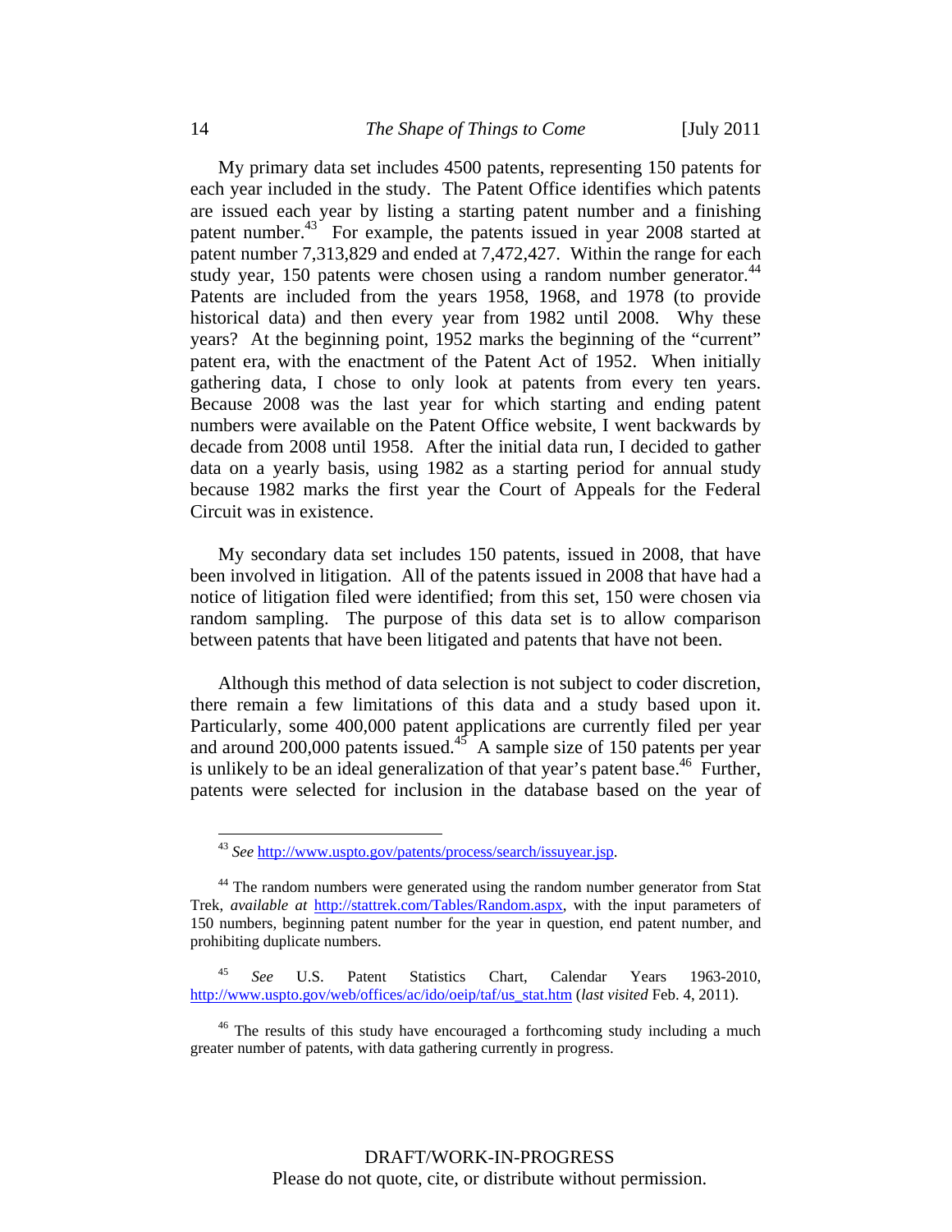My primary data set includes 4500 patents, representing 150 patents for each year included in the study. The Patent Office identifies which patents are issued each year by listing a starting patent number and a finishing patent number.[43] For example, the patents issued in year 2008 started at patent number 7,313,829 and ended at 7,472,427. Within the range for each study year, 150 patents were chosen using a random number generator.[44] Patents are included from the years 1958, 1968, and 1978 (to provide historical data) and then every year from 1982 until 2008. Why these years? At the beginning point, 1952 marks the beginning of the "current" patent era, with the enactment of the Patent Act of 1952. When initially gathering data, I chose to only look at patents from every ten years. Because 2008 was the last year for which starting and ending patent numbers were available on the Patent Office website, I went backwards by decade from 2008 until 1958. After the initial data run, I decided to gather data on a yearly basis, using 1982 as a starting period for annual study because 1982 marks the first year the Court of Appeals for the Federal Circuit was in existence.

My secondary data set includes 150 patents, issued in 2008, that have been involved in litigation. All of the patents issued in 2008 that have had a notice of litigation filed were identified; from this set, 150 were chosen via random sampling. The purpose of this data set is to allow comparison between patents that have been litigated and patents that have not been.

Although this method of data selection is not subject to coder discretion, there remain a few limitations of this data and a study based upon it. Particularly, some 400,000 patent applications are currently filed per year and around 200,000 patents issued.[45] A sample size of 150 patents per year is unlikely to be an ideal generalization of that year's patent base.[46] Further, patents were selected for inclusion in the database based on the year of

---

[43] *See* http://www.uspto.gov/patents/process/search/issuyear.jsp.

[44] The random numbers were generated using the random number generator from Stat Trek, *available at* http://stattrek.com/Tables/Random.aspx, with the input parameters of 150 numbers, beginning patent number for the year in question, end patent number, and prohibiting duplicate numbers.

[45] *See* U.S. Patent Statistics Chart, Calendar Years 1963-2010, http://www.uspto.gov/web/offices/ac/ido/oeip/taf/us_stat.htm (*last visited* Feb. 4, 2011).

[46] The results of this study have encouraged a forthcoming study including a much greater number of patents, with data gathering currently in progress.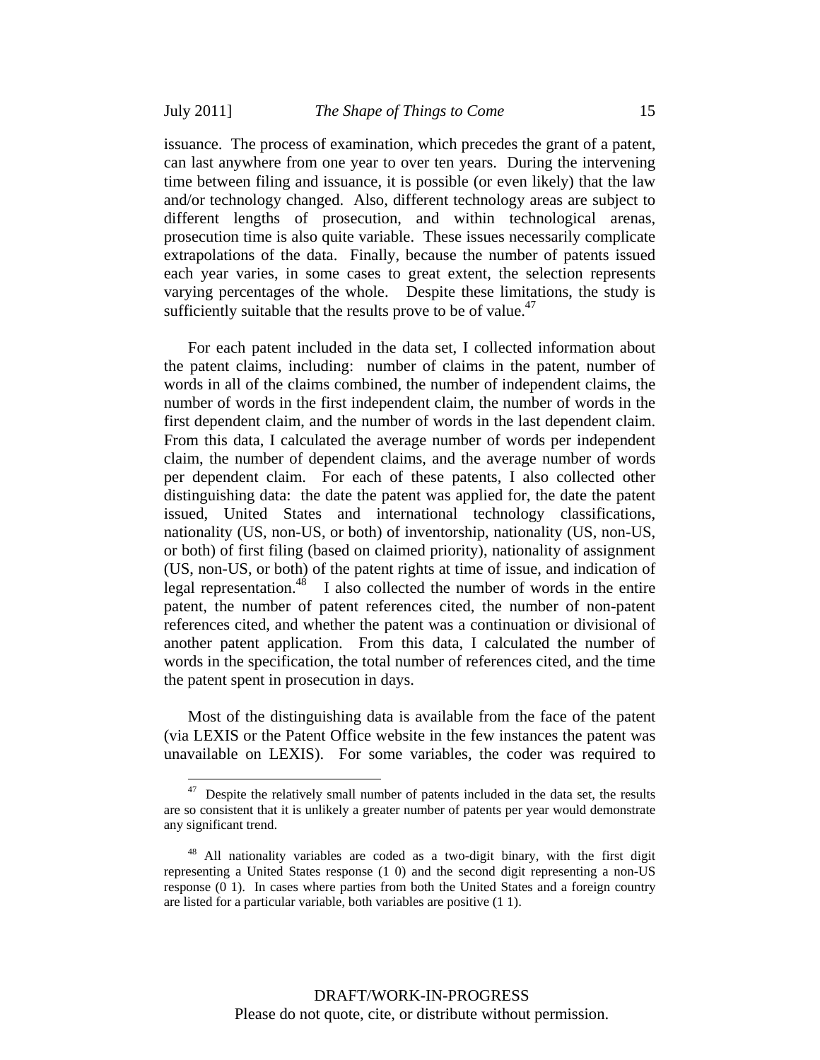issuance. The process of examination, which precedes the grant of a patent, can last anywhere from one year to over ten years. During the intervening time between filing and issuance, it is possible (or even likely) that the law and/or technology changed. Also, different technology areas are subject to different lengths of prosecution, and within technological arenas, prosecution time is also quite variable. These issues necessarily complicate extrapolations of the data. Finally, because the number of patents issued each year varies, in some cases to great extent, the selection represents varying percentages of the whole. Despite these limitations, the study is sufficiently suitable that the results prove to be of value.[47]

For each patent included in the data set, I collected information about the patent claims, including: number of claims in the patent, number of words in all of the claims combined, the number of independent claims, the number of words in the first independent claim, the number of words in the first dependent claim, and the number of words in the last dependent claim. From this data, I calculated the average number of words per independent claim, the number of dependent claims, and the average number of words per dependent claim. For each of these patents, I also collected other distinguishing data: the date the patent was applied for, the date the patent issued, United States and international technology classifications, nationality (US, non-US, or both) of inventorship, nationality (US, non-US, or both) of first filing (based on claimed priority), nationality of assignment (US, non-US, or both) of the patent rights at time of issue, and indication of legal representation.[48] I also collected the number of words in the entire patent, the number of patent references cited, the number of non-patent references cited, and whether the patent was a continuation or divisional of another patent application. From this data, I calculated the number of words in the specification, the total number of references cited, and the time the patent spent in prosecution in days.

Most of the distinguishing data is available from the face of the patent (via LEXIS or the Patent Office website in the few instances the patent was unavailable on LEXIS). For some variables, the coder was required to

---

[47] Despite the relatively small number of patents included in the data set, the results are so consistent that it is unlikely a greater number of patents per year would demonstrate any significant trend.

[48] All nationality variables are coded as a two-digit binary, with the first digit representing a United States response (1 0) and the second digit representing a non-US response (0 1). In cases where parties from both the United States and a foreign country are listed for a particular variable, both variables are positive (1 1).

DRAFT/WORK-IN-PROGRESS
Please do not quote, cite, or distribute without permission.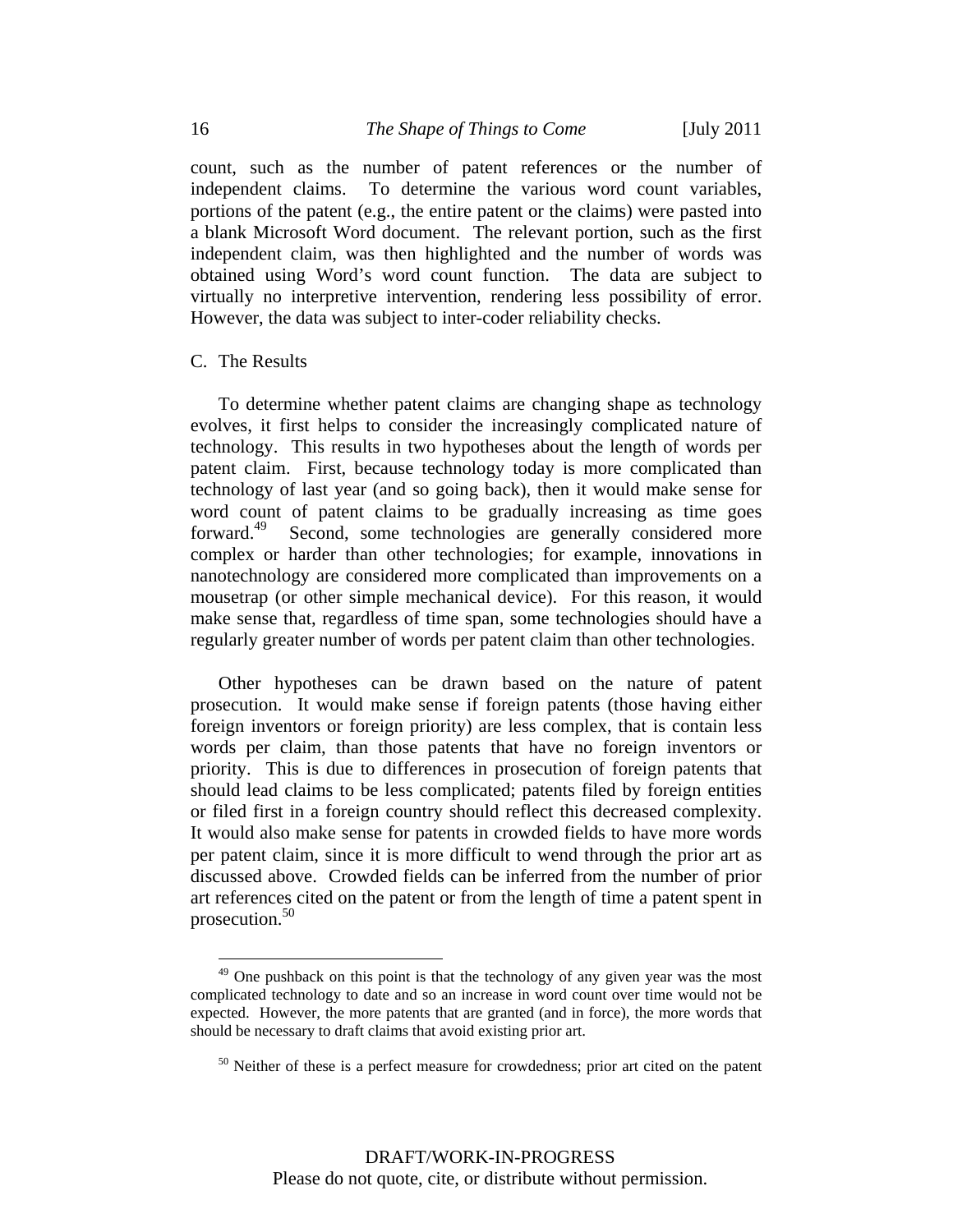count, such as the number of patent references or the number of independent claims. To determine the various word count variables, portions of the patent (e.g., the entire patent or the claims) were pasted into a blank Microsoft Word document. The relevant portion, such as the first independent claim, was then highlighted and the number of words was obtained using Word's word count function. The data are subject to virtually no interpretive intervention, rendering less possibility of error. However, the data was subject to inter-coder reliability checks.

C. The Results

To determine whether patent claims are changing shape as technology evolves, it first helps to consider the increasingly complicated nature of technology. This results in two hypotheses about the length of words per patent claim. First, because technology today is more complicated than technology of last year (and so going back), then it would make sense for word count of patent claims to be gradually increasing as time goes forward.[49] Second, some technologies are generally considered more complex or harder than other technologies; for example, innovations in nanotechnology are considered more complicated than improvements on a mousetrap (or other simple mechanical device). For this reason, it would make sense that, regardless of time span, some technologies should have a regularly greater number of words per patent claim than other technologies.

Other hypotheses can be drawn based on the nature of patent prosecution. It would make sense if foreign patents (those having either foreign inventors or foreign priority) are less complex, that is contain less words per claim, than those patents that have no foreign inventors or priority. This is due to differences in prosecution of foreign patents that should lead claims to be less complicated; patents filed by foreign entities or filed first in a foreign country should reflect this decreased complexity. It would also make sense for patents in crowded fields to have more words per patent claim, since it is more difficult to wend through the prior art as discussed above. Crowded fields can be inferred from the number of prior art references cited on the patent or from the length of time a patent spent in prosecution.[50]

---

[49] One pushback on this point is that the technology of any given year was the most complicated technology to date and so an increase in word count over time would not be expected. However, the more patents that are granted (and in force), the more words that should be necessary to draft claims that avoid existing prior art.

[50] Neither of these is a perfect measure for crowdedness; prior art cited on the patent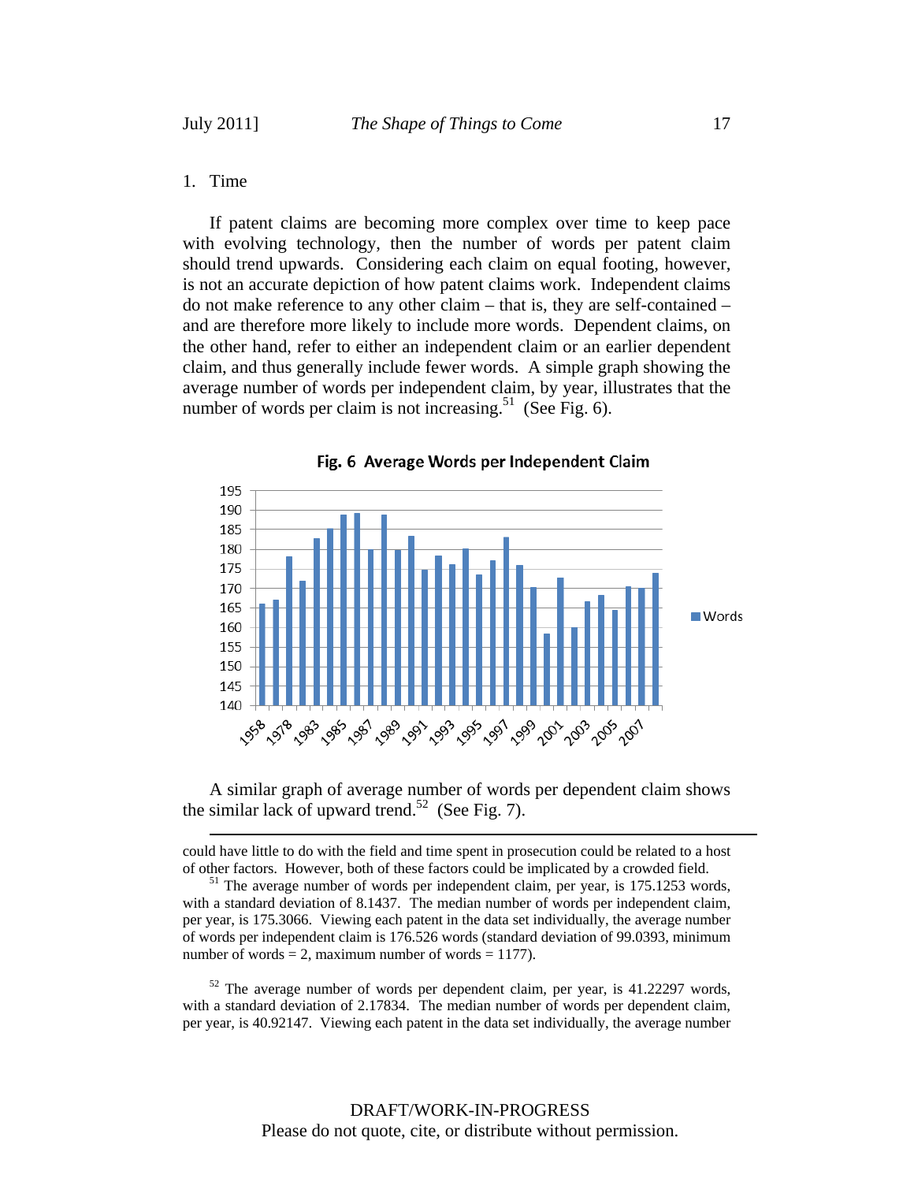### 1. Time

If patent claims are becoming more complex over time to keep pace with evolving technology, then the number of words per patent claim should trend upwards. Considering each claim on equal footing, however, is not an accurate depiction of how patent claims work. Independent claims do not make reference to any other claim – that is, they are self-contained – and are therefore more likely to include more words. Dependent claims, on the other hand, refer to either an independent claim or an earlier dependent claim, and thus generally include fewer words. A simple graph showing the average number of words per independent claim, by year, illustrates that the number of words per claim is not increasing.[51] (See Fig. 6).

**Fig. 6 Average Words per Independent Claim**

A similar graph of average number of words per dependent claim shows the similar lack of upward trend.[52] (See Fig. 7).

---

could have little to do with the field and time spent in prosecution could be related to a host of other factors. However, both of these factors could be implicated by a crowded field.

[51] The average number of words per independent claim, per year, is 175.1253 words, with a standard deviation of 8.1437. The median number of words per independent claim, per year, is 175.3066. Viewing each patent in the data set individually, the average number of words per independent claim is 176.526 words (standard deviation of 99.0393, minimum number of words = 2, maximum number of words = 1177).

[52] The average number of words per dependent claim, per year, is 41.22297 words, with a standard deviation of 2.17834. The median number of words per dependent claim, per year, is 40.92147. Viewing each patent in the data set individually, the average number

DRAFT/WORK-IN-PROGRESS
Please do not quote, cite, or distribute without permission.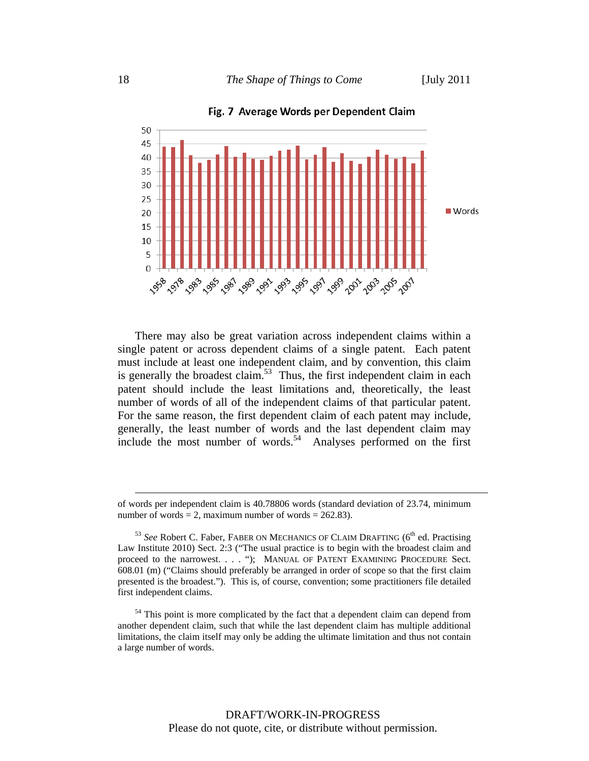**Fig. 7 Average Words per Dependent Claim**

There may also be great variation across independent claims within a single patent or across dependent claims of a single patent. Each patent must include at least one independent claim, and by convention, this claim is generally the broadest claim.[53] Thus, the first independent claim in each patent should include the least limitations and, theoretically, the least number of words of all of the independent claims of that particular patent. For the same reason, the first dependent claim of each patent may include, generally, the least number of words and the last dependent claim may include the most number of words.[54] Analyses performed on the first

---

of words per independent claim is 40.78806 words (standard deviation of 23.74, minimum number of words = 2, maximum number of words = 262.83).

[53] *See* Robert C. Faber, FABER ON MECHANICS OF CLAIM DRAFTING (6th ed. Practising Law Institute 2010) Sect. 2:3 ("The usual practice is to begin with the broadest claim and proceed to the narrowest. . . . "); MANUAL OF PATENT EXAMINING PROCEDURE Sect. 608.01 (m) ("Claims should preferably be arranged in order of scope so that the first claim presented is the broadest."). This is, of course, convention; some practitioners file detailed first independent claims.

[54] This point is more complicated by the fact that a dependent claim can depend from another dependent claim, such that while the last dependent claim has multiple additional limitations, the claim itself may only be adding the ultimate limitation and thus not contain a large number of words.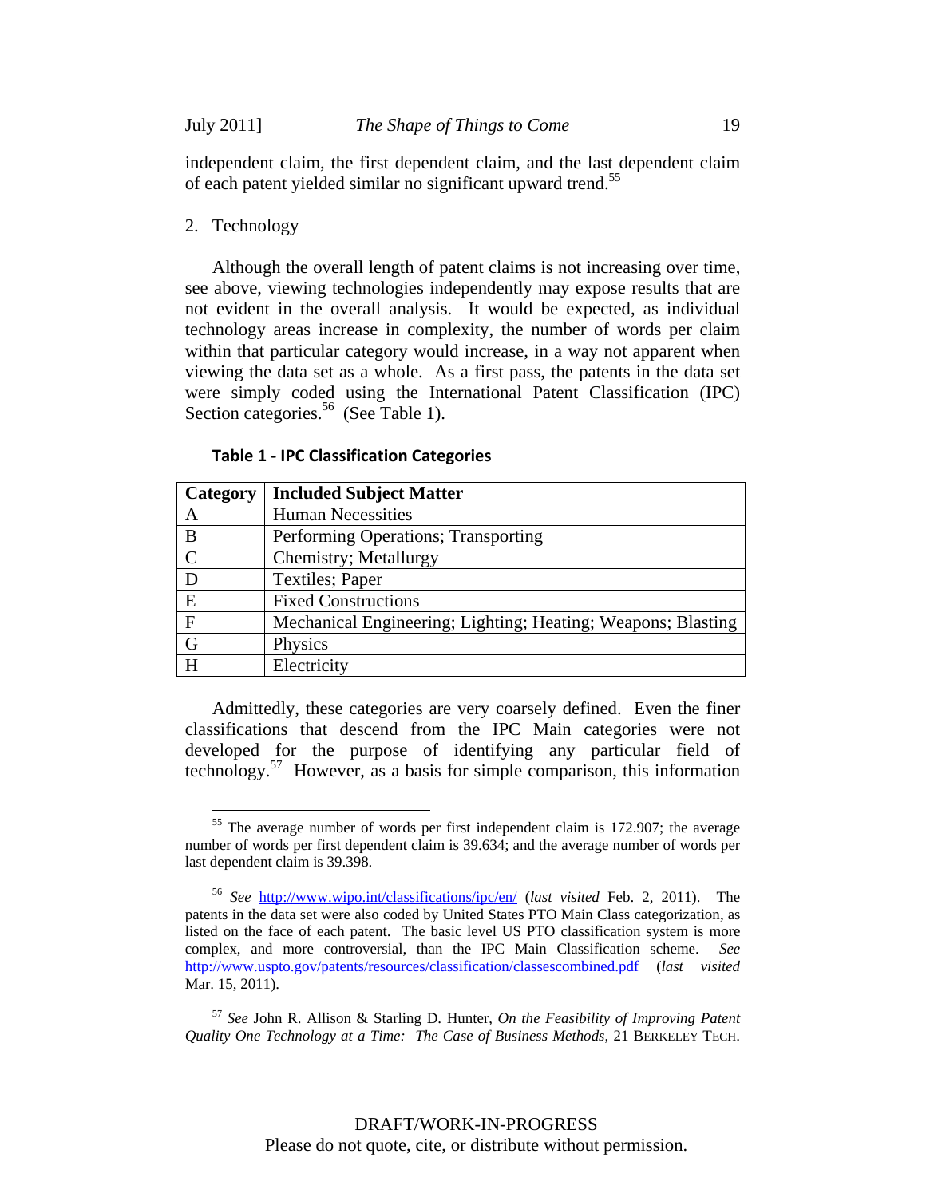independent claim, the first dependent claim, and the last dependent claim of each patent yielded similar no significant upward trend.[55]

2. Technology

Although the overall length of patent claims is not increasing over time, see above, viewing technologies independently may expose results that are not evident in the overall analysis. It would be expected, as individual technology areas increase in complexity, the number of words per claim within that particular category would increase, in a way not apparent when viewing the data set as a whole. As a first pass, the patents in the data set were simply coded using the International Patent Classification (IPC) Section categories.[56] (See Table 1).

**Table 1 - IPC Classification Categories**

| Category | Included Subject Matter |
|---|---|
| A | Human Necessities |
| B | Performing Operations; Transporting |
| C | Chemistry; Metallurgy |
| D | Textiles; Paper |
| E | Fixed Constructions |
| F | Mechanical Engineering; Lighting; Heating; Weapons; Blasting |
| G | Physics |
| H | Electricity |

Admittedly, these categories are very coarsely defined. Even the finer classifications that descend from the IPC Main categories were not developed for the purpose of identifying any particular field of technology.[57] However, as a basis for simple comparison, this information

---

[55] The average number of words per first independent claim is 172.907; the average number of words per first dependent claim is 39.634; and the average number of words per last dependent claim is 39.398.

[56] *See* http://www.wipo.int/classifications/ipc/en/ (*last visited* Feb. 2, 2011). The patents in the data set were also coded by United States PTO Main Class categorization, as listed on the face of each patent. The basic level US PTO classification system is more complex, and more controversial, than the IPC Main Classification scheme. *See* http://www.uspto.gov/patents/resources/classification/classescombined.pdf (*last visited* Mar. 15, 2011).

[57] *See* John R. Allison & Starling D. Hunter, *On the Feasibility of Improving Patent Quality One Technology at a Time: The Case of Business Methods*, 21 BERKELEY TECH.

DRAFT/WORK-IN-PROGRESS
Please do not quote, cite, or distribute without permission.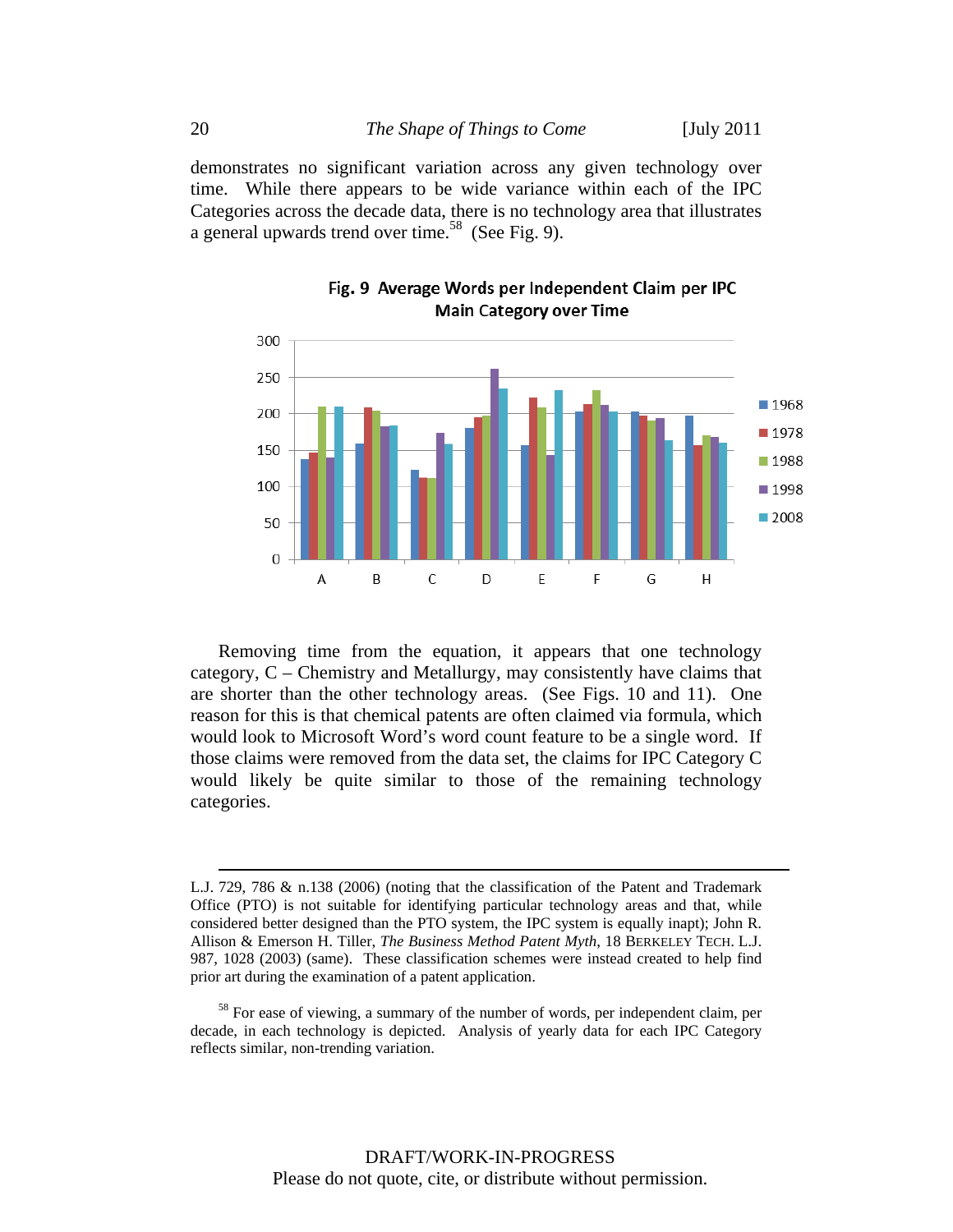demonstrates no significant variation across any given technology over time. While there appears to be wide variance within each of the IPC Categories across the decade data, there is no technology area that illustrates a general upwards trend over time.[58] (See Fig. 9).

**Fig. 9 Average Words per Independent Claim per IPC Main Category over Time**

Removing time from the equation, it appears that one technology category, C – Chemistry and Metallurgy, may consistently have claims that are shorter than the other technology areas. (See Figs. 10 and 11). One reason for this is that chemical patents are often claimed via formula, which would look to Microsoft Word's word count feature to be a single word. If those claims were removed from the data set, the claims for IPC Category C would likely be quite similar to those of the remaining technology categories.

---

L.J. 729, 786 & n.138 (2006) (noting that the classification of the Patent and Trademark Office (PTO) is not suitable for identifying particular technology areas and that, while considered better designed than the PTO system, the IPC system is equally inapt); John R. Allison & Emerson H. Tiller, *The Business Method Patent Myth*, 18 BERKELEY TECH. L.J. 987, 1028 (2003) (same). These classification schemes were instead created to help find prior art during the examination of a patent application.

[58] For ease of viewing, a summary of the number of words, per independent claim, per decade, in each technology is depicted. Analysis of yearly data for each IPC Category reflects similar, non-trending variation.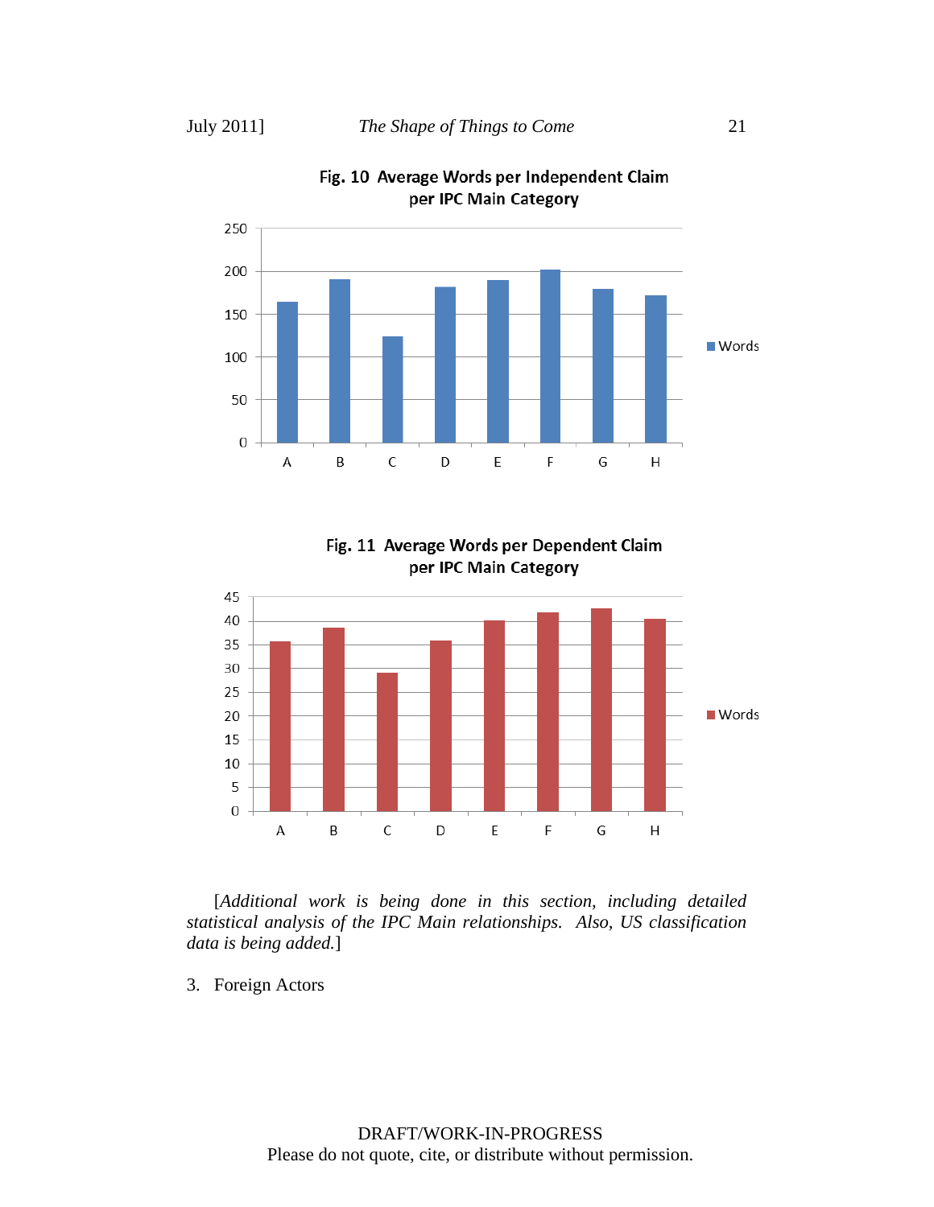**Fig. 10 Average Words per Independent Claim per IPC Main Category**

**Fig. 11 Average Words per Dependent Claim per IPC Main Category**

[*Additional work is being done in this section, including detailed statistical analysis of the IPC Main relationships. Also, US classification data is being added.*]

3. Foreign Actors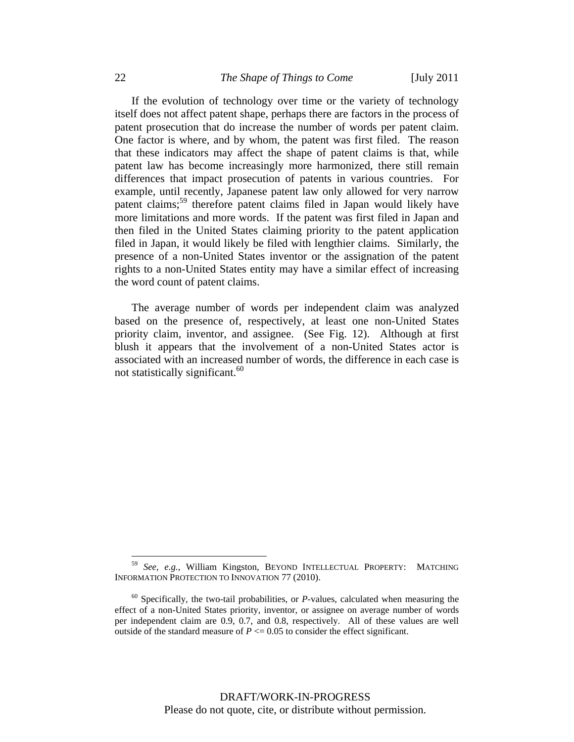If the evolution of technology over time or the variety of technology itself does not affect patent shape, perhaps there are factors in the process of patent prosecution that do increase the number of words per patent claim. One factor is where, and by whom, the patent was first filed. The reason that these indicators may affect the shape of patent claims is that, while patent law has become increasingly more harmonized, there still remain differences that impact prosecution of patents in various countries. For example, until recently, Japanese patent law only allowed for very narrow patent claims;[59] therefore patent claims filed in Japan would likely have more limitations and more words. If the patent was first filed in Japan and then filed in the United States claiming priority to the patent application filed in Japan, it would likely be filed with lengthier claims. Similarly, the presence of a non-United States inventor or the assignation of the patent rights to a non-United States entity may have a similar effect of increasing the word count of patent claims.

The average number of words per independent claim was analyzed based on the presence of, respectively, at least one non-United States priority claim, inventor, and assignee. (See Fig. 12). Although at first blush it appears that the involvement of a non-United States actor is associated with an increased number of words, the difference in each case is not statistically significant.[60]

---

[59] *See, e.g.*, William Kingston, BEYOND INTELLECTUAL PROPERTY: MATCHING INFORMATION PROTECTION TO INNOVATION 77 (2010).

[60] Specifically, the two-tail probabilities, or *P*-values, calculated when measuring the effect of a non-United States priority, inventor, or assignee on average number of words per independent claim are 0.9, 0.7, and 0.8, respectively. All of these values are well outside of the standard measure of $P <= 0.05$ to consider the effect significant.

DRAFT/WORK-IN-PROGRESS
Please do not quote, cite, or distribute without permission.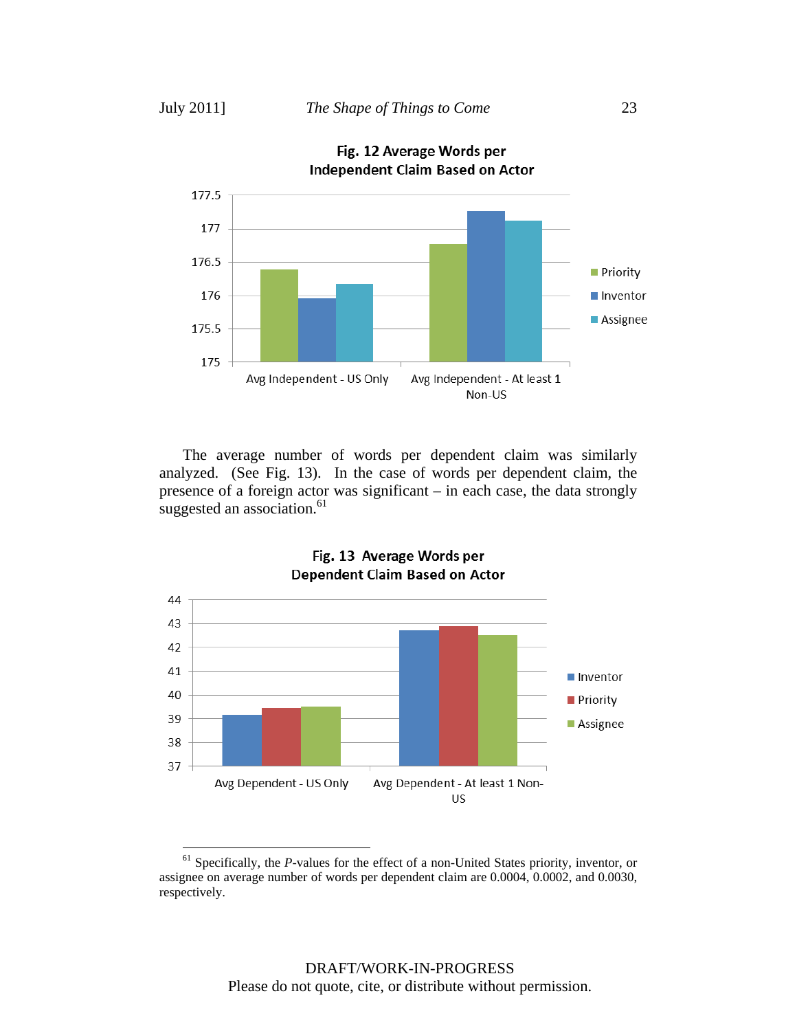**Fig. 12 Average Words per Independent Claim Based on Actor**

The average number of words per dependent claim was similarly analyzed. (See Fig. 13). In the case of words per dependent claim, the presence of a foreign actor was significant – in each case, the data strongly suggested an association.[61]

**Fig. 13 Average Words per Dependent Claim Based on Actor**

---

[61] Specifically, the *P*-values for the effect of a non-United States priority, inventor, or assignee on average number of words per dependent claim are 0.0004, 0.0002, and 0.0030, respectively.

DRAFT/WORK-IN-PROGRESS
Please do not quote, cite, or distribute without permission.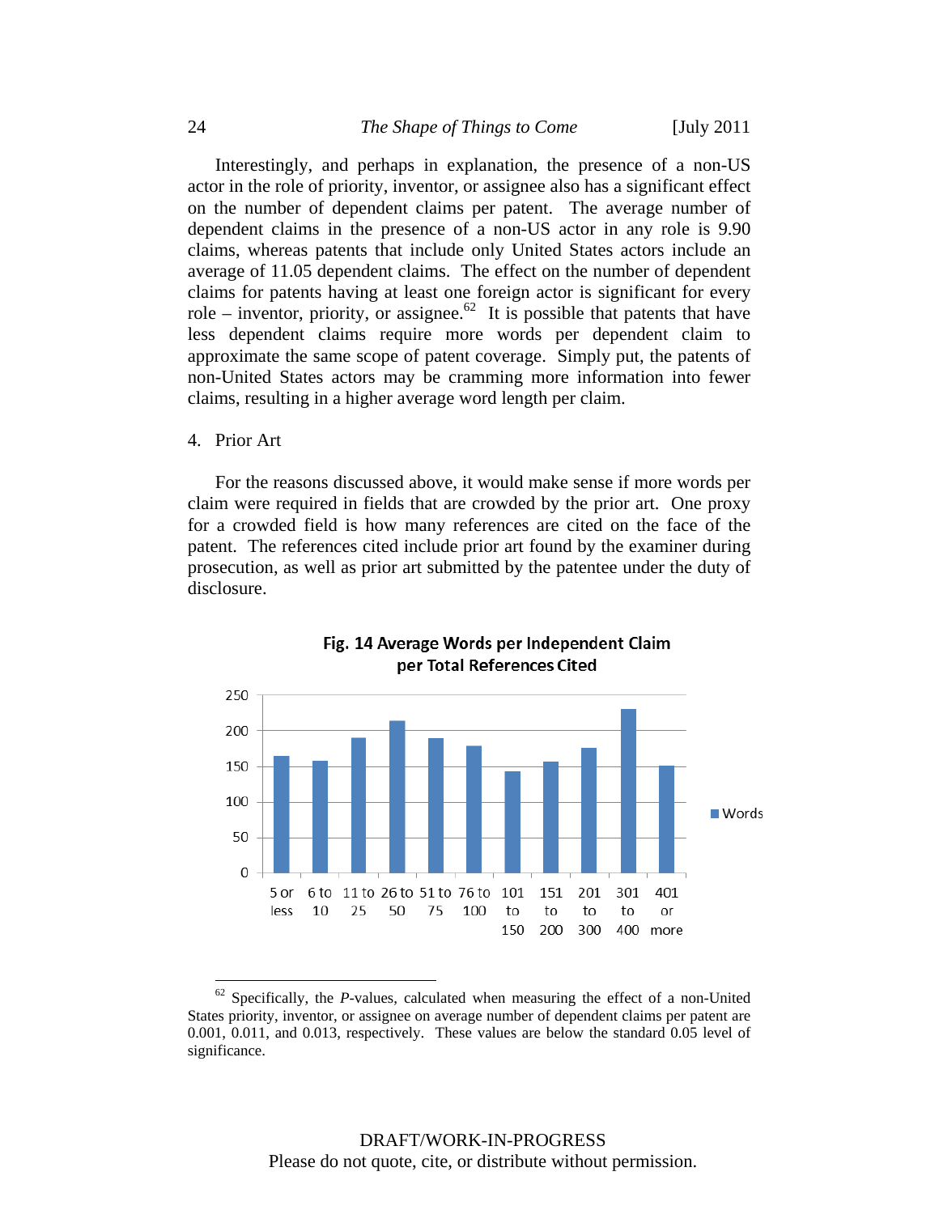Interestingly, and perhaps in explanation, the presence of a non-US actor in the role of priority, inventor, or assignee also has a significant effect on the number of dependent claims per patent. The average number of dependent claims in the presence of a non-US actor in any role is 9.90 claims, whereas patents that include only United States actors include an average of 11.05 dependent claims. The effect on the number of dependent claims for patents having at least one foreign actor is significant for every role – inventor, priority, or assignee.[62] It is possible that patents that have less dependent claims require more words per dependent claim to approximate the same scope of patent coverage. Simply put, the patents of non-United States actors may be cramming more information into fewer claims, resulting in a higher average word length per claim.

4. Prior Art

For the reasons discussed above, it would make sense if more words per claim were required in fields that are crowded by the prior art. One proxy for a crowded field is how many references are cited on the face of the patent. The references cited include prior art found by the examiner during prosecution, as well as prior art submitted by the patentee under the duty of disclosure.

**Fig. 14 Average Words per Independent Claim per Total References Cited**

| Total References Cited | Words |
|---|---|
| 5 or less | ~165 |
| 6 to 10 | ~158 |
| 11 to 25 | ~190 |
| 26 to 50 | ~214 |
| 51 to 75 | ~190 |
| 76 to 100 | ~179 |
| 101 to 150 | ~143 |
| 151 to 200 | ~157 |
| 201 to 300 | ~176 |
| 301 to 400 | ~230 |
| 401 or more | ~151 |

[62] Specifically, the *P*-values, calculated when measuring the effect of a non-United States priority, inventor, or assignee on average number of dependent claims per patent are 0.001, 0.011, and 0.013, respectively. These values are below the standard 0.05 level of significance.

DRAFT/WORK-IN-PROGRESS
Please do not quote, cite, or distribute without permission.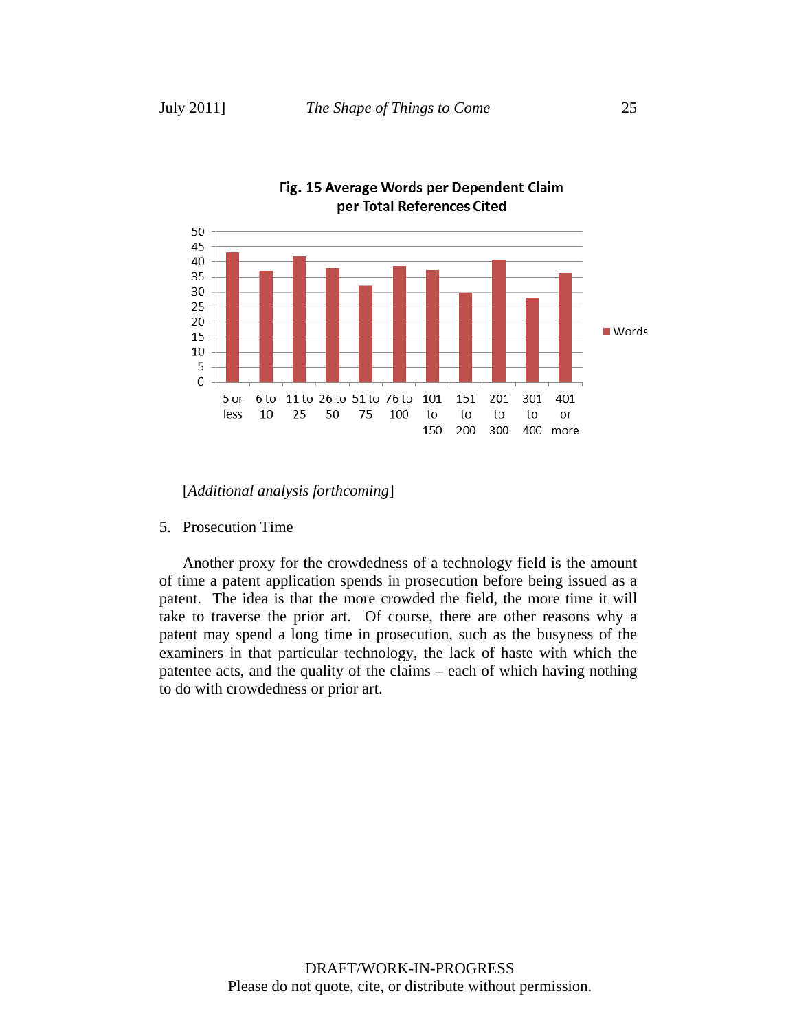Fig. 15 Average Words per Dependent Claim per Total References Cited

[*Additional analysis forthcoming*]

5. Prosecution Time

Another proxy for the crowdedness of a technology field is the amount of time a patent application spends in prosecution before being issued as a patent. The idea is that the more crowded the field, the more time it will take to traverse the prior art. Of course, there are other reasons why a patent may spend a long time in prosecution, such as the busyness of the examiners in that particular technology, the lack of haste with which the patentee acts, and the quality of the claims – each of which having nothing to do with crowdedness or prior art.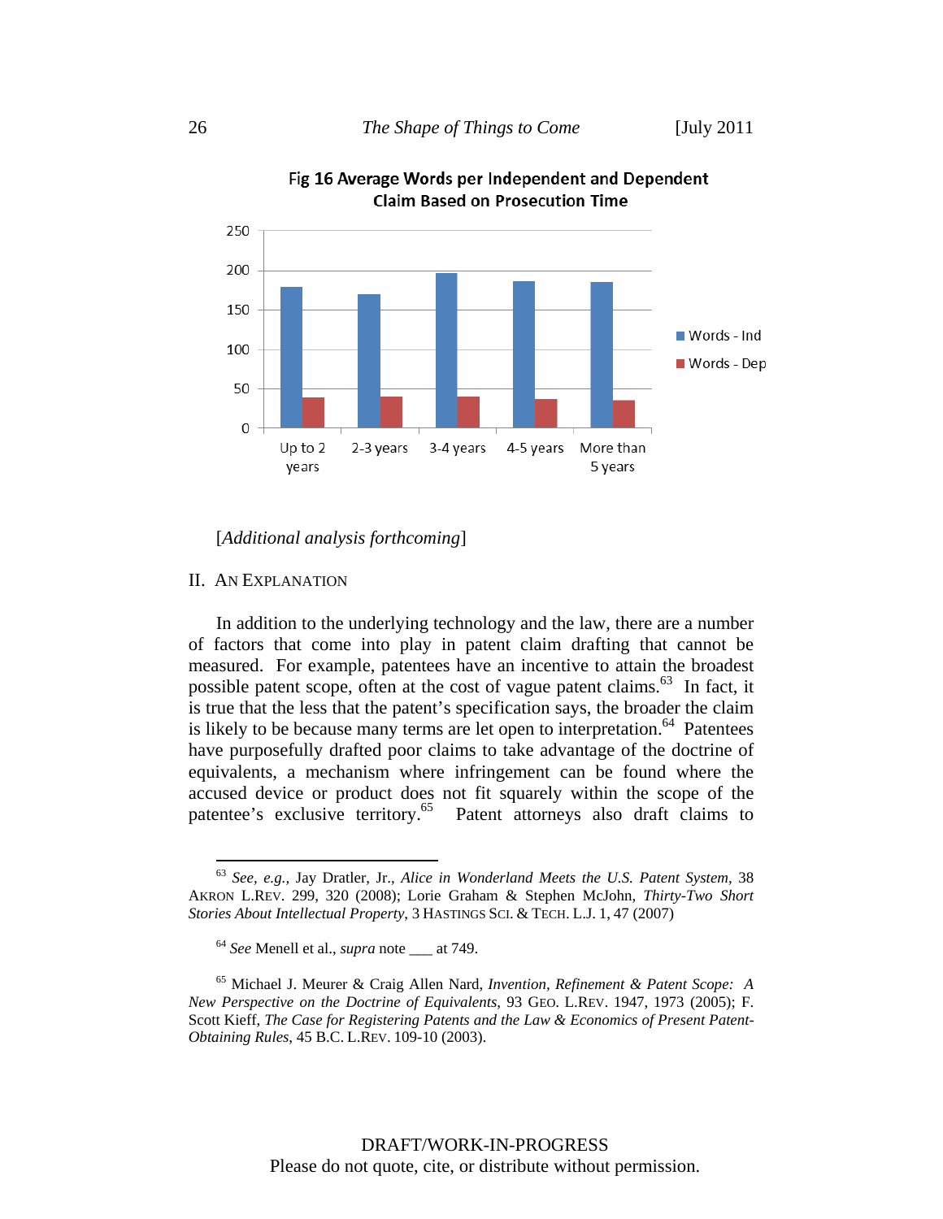**Fig 16 Average Words per Independent and Dependent Claim Based on Prosecution Time**

[*Additional analysis forthcoming*]

## II. AN EXPLANATION

In addition to the underlying technology and the law, there are a number of factors that come into play in patent claim drafting that cannot be measured. For example, patentees have an incentive to attain the broadest possible patent scope, often at the cost of vague patent claims.[63] In fact, it is true that the less that the patent's specification says, the broader the claim is likely to be because many terms are let open to interpretation.[64] Patentees have purposefully drafted poor claims to take advantage of the doctrine of equivalents, a mechanism where infringement can be found where the accused device or product does not fit squarely within the scope of the patentee's exclusive territory.[65] Patent attorneys also draft claims to

---

[63] *See, e.g.*, Jay Dratler, Jr., *Alice in Wonderland Meets the U.S. Patent System*, 38 AKRON L.REV. 299, 320 (2008); Lorie Graham & Stephen McJohn, *Thirty-Two Short Stories About Intellectual Property*, 3 HASTINGS SCI. & TECH. L.J. 1, 47 (2007)

[64] *See* Menell et al., *supra* note ___ at 749.

[65] Michael J. Meurer & Craig Allen Nard, *Invention, Refinement & Patent Scope: A New Perspective on the Doctrine of Equivalents*, 93 GEO. L.REV. 1947, 1973 (2005); F. Scott Kieff, *The Case for Registering Patents and the Law & Economics of Present Patent-Obtaining Rules*, 45 B.C. L.REV. 109-10 (2003).

DRAFT/WORK-IN-PROGRESS
Please do not quote, cite, or distribute without permission.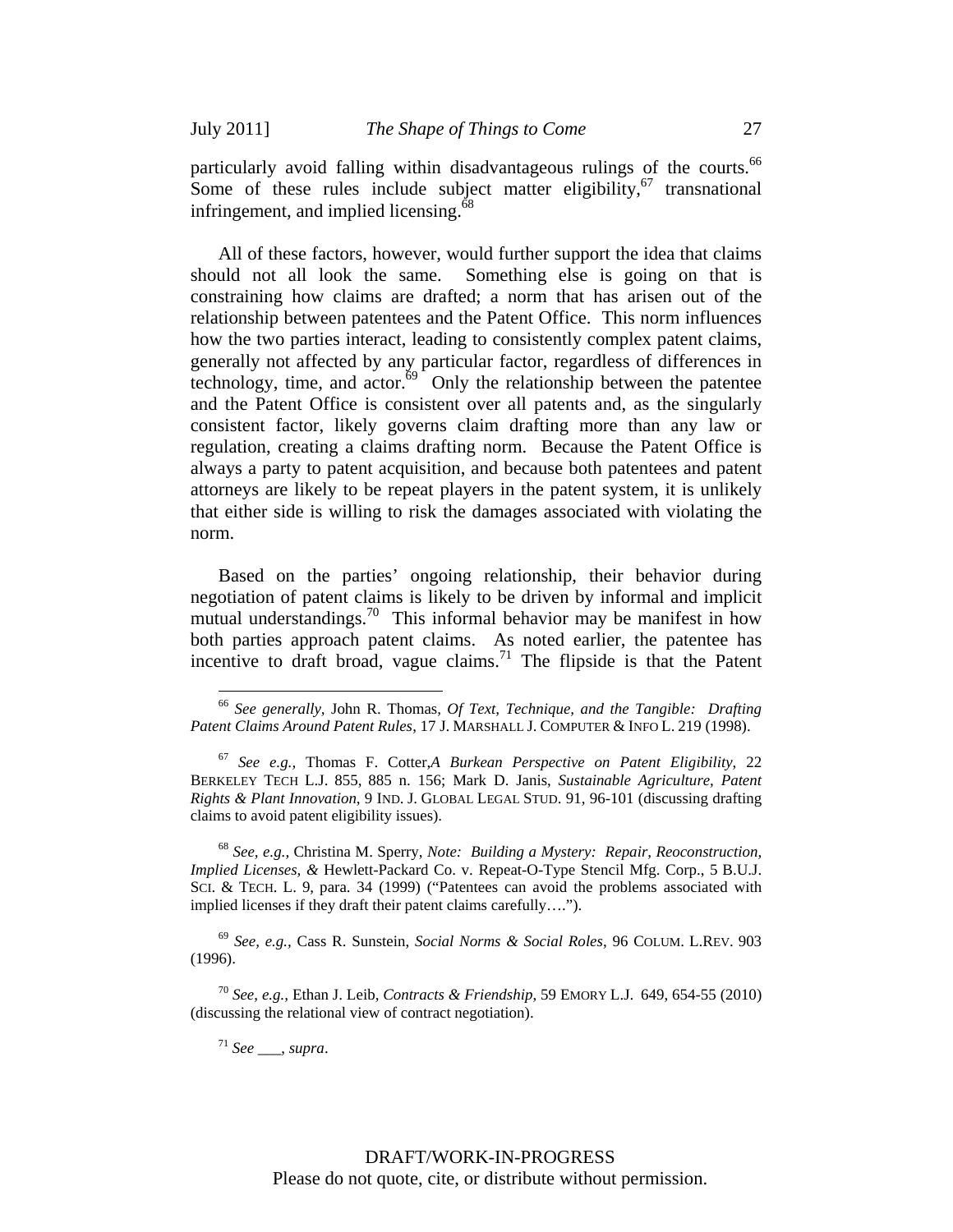particularly avoid falling within disadvantageous rulings of the courts.[66] Some of these rules include subject matter eligibility,[67] transnational infringement, and implied licensing.[68]

All of these factors, however, would further support the idea that claims should not all look the same. Something else is going on that is constraining how claims are drafted; a norm that has arisen out of the relationship between patentees and the Patent Office. This norm influences how the two parties interact, leading to consistently complex patent claims, generally not affected by any particular factor, regardless of differences in technology, time, and actor.[69] Only the relationship between the patentee and the Patent Office is consistent over all patents and, as the singularly consistent factor, likely governs claim drafting more than any law or regulation, creating a claims drafting norm. Because the Patent Office is always a party to patent acquisition, and because both patentees and patent attorneys are likely to be repeat players in the patent system, it is unlikely that either side is willing to risk the damages associated with violating the norm.

Based on the parties' ongoing relationship, their behavior during negotiation of patent claims is likely to be driven by informal and implicit mutual understandings.[70] This informal behavior may be manifest in how both parties approach patent claims. As noted earlier, the patentee has incentive to draft broad, vague claims.[71] The flipside is that the Patent

---

[66] *See generally*, John R. Thomas, *Of Text, Technique, and the Tangible: Drafting Patent Claims Around Patent Rules*, 17 J. MARSHALL J. COMPUTER & INFO L. 219 (1998).

[67] *See e.g.,* Thomas F. Cotter,*A Burkean Perspective on Patent Eligibility*, 22 BERKELEY TECH L.J. 855, 885 n. 156; Mark D. Janis, *Sustainable Agriculture, Patent Rights & Plant Innovation*, 9 IND. J. GLOBAL LEGAL STUD. 91, 96-101 (discussing drafting claims to avoid patent eligibility issues).

[68] *See, e.g.,* Christina M. Sperry, *Note: Building a Mystery: Repair, Reoconstruction, Implied Licenses, &* Hewlett-Packard Co. v. Repeat-O-Type Stencil Mfg. Corp., 5 B.U.J. SCI. & TECH. L. 9, para. 34 (1999) ("Patentees can avoid the problems associated with implied licenses if they draft their patent claims carefully….").

[69] *See, e.g.,* Cass R. Sunstein, *Social Norms & Social Roles*, 96 COLUM. L.REV. 903 (1996).

[70] *See, e.g.,* Ethan J. Leib, *Contracts & Friendship*, 59 EMORY L.J. 649, 654-55 (2010) (discussing the relational view of contract negotiation).

[71] *See ___, supra*.

DRAFT/WORK-IN-PROGRESS
Please do not quote, cite, or distribute without permission.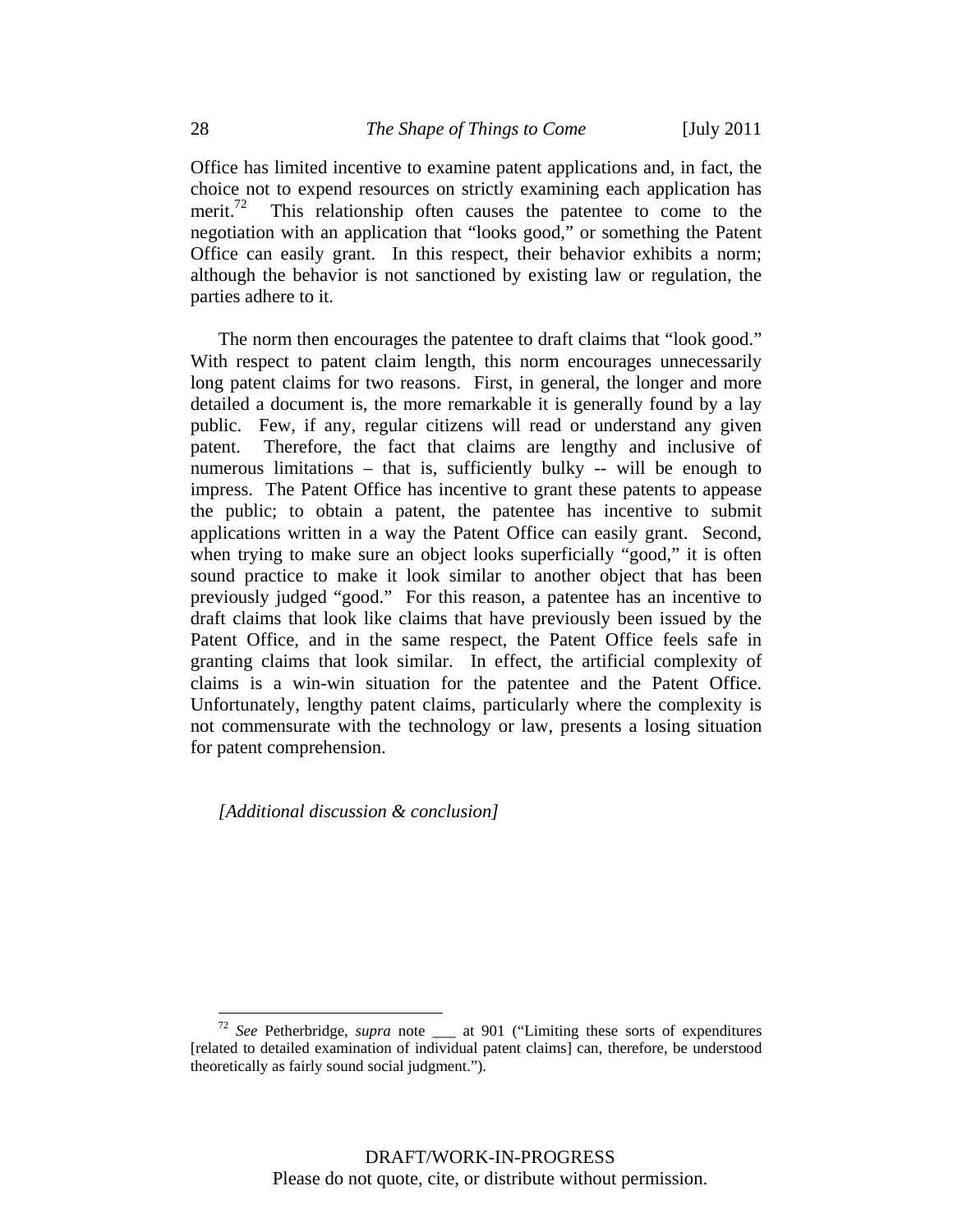Office has limited incentive to examine patent applications and, in fact, the choice not to expend resources on strictly examining each application has merit.[72] This relationship often causes the patentee to come to the negotiation with an application that "looks good," or something the Patent Office can easily grant. In this respect, their behavior exhibits a norm; although the behavior is not sanctioned by existing law or regulation, the parties adhere to it.

The norm then encourages the patentee to draft claims that "look good." With respect to patent claim length, this norm encourages unnecessarily long patent claims for two reasons. First, in general, the longer and more detailed a document is, the more remarkable it is generally found by a lay public. Few, if any, regular citizens will read or understand any given patent. Therefore, the fact that claims are lengthy and inclusive of numerous limitations – that is, sufficiently bulky -- will be enough to impress. The Patent Office has incentive to grant these patents to appease the public; to obtain a patent, the patentee has incentive to submit applications written in a way the Patent Office can easily grant. Second, when trying to make sure an object looks superficially "good," it is often sound practice to make it look similar to another object that has been previously judged "good." For this reason, a patentee has an incentive to draft claims that look like claims that have previously been issued by the Patent Office, and in the same respect, the Patent Office feels safe in granting claims that look similar. In effect, the artificial complexity of claims is a win-win situation for the patentee and the Patent Office. Unfortunately, lengthy patent claims, particularly where the complexity is not commensurate with the technology or law, presents a losing situation for patent comprehension.

*[Additional discussion & conclusion]*

---

[72] *See* Petherbridge, *supra* note ___ at 901 ("Limiting these sorts of expenditures [related to detailed examination of individual patent claims] can, therefore, be understood theoretically as fairly sound social judgment.").

DRAFT/WORK-IN-PROGRESS
Please do not quote, cite, or distribute without permission.